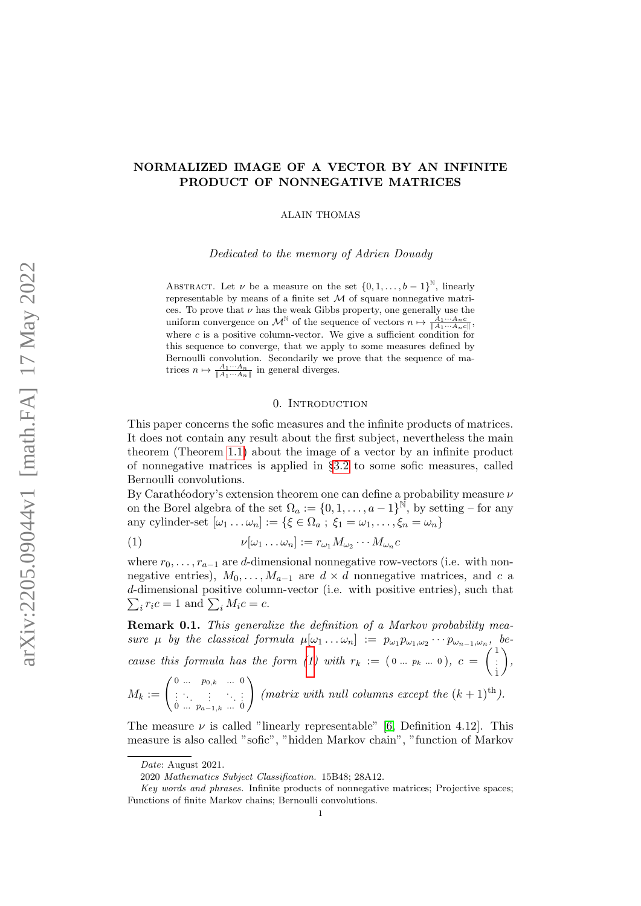# NORMALIZED IMAGE OF A VECTOR BY AN INFINITE PRODUCT OF NONNEGATIVE MATRICES

ALAIN THOMAS

*Dedicated to the memory of Adrien Douady*

Abstract. Let $\nu$ be a measure on the set $\{0, 1, \ldots, b-1\}^{\mathbb{N}}$, linearly representable by means of a finite set $\mathcal{M}$ of square nonnegative matrices. To prove that $\nu$ has the weak Gibbs property, one generally use the uniform convergence on $\mathcal{M}^{\mathbb{N}}$ of the sequence of vectors $n \mapsto \frac{A_1 \cdots A_n c}{\|A_1 \cdots A_n c\|}$, where $c$ is a positive column-vector. We give a sufficient condition for this sequence to converge, that we apply to some measures defined by Bernoulli convolution. Secondarily we prove that the sequence of matrices $n \mapsto \frac{A_1 \cdots A_n}{\|A_1 \cdots A_n\|}$ in general diverges.

## 0. Introduction

This paper concerns the sofic measures and the infinite products of matrices. It does not contain any result about the first subject, nevertheless the main theorem (Theorem 1.1) about the image of a vector by an infinite product of nonnegative matrices is applied in §3.2 to some sofic measures, called Bernoulli convolutions.

By Carathéodory's extension theorem one can define a probability measure $\nu$ on the Borel algebra of the set $\Omega_a := \{0, 1, \ldots, a-1\}^{\mathbb{N}}$, by setting – for any any cylinder-set $[\omega_1 \ldots \omega_n] := \{\xi \in \Omega_a \ ; \ \xi_1 = \omega_1, \ldots, \xi_n = \omega_n\}$

$$\nu[\omega_1 \ldots \omega_n] := r_{\omega_1} M_{\omega_2} \cdots M_{\omega_n} c \tag{1}$$

where $r_0, \ldots, r_{a-1}$ are $d$-dimensional nonnegative row-vectors (i.e. with nonnegative entries), $M_0, \ldots, M_{a-1}$ are $d \times d$ nonnegative matrices, and $c$ a $d$-dimensional positive column-vector (i.e. with positive entries), such that $\sum_i r_i c = 1$ and $\sum_i M_i c = c$.

**Remark 0.1.** *This generalize the definition of a Markov probability measure $\mu$ by the classical formula $\mu[\omega_1 \ldots \omega_n] := p_{\omega_1} p_{\omega_1,\omega_2} \cdots p_{\omega_{n-1},\omega_n}$, because this formula has the form (1) with $r_k := \begin{pmatrix} 0 & \ldots & p_k & \ldots & 0 \end{pmatrix}$, $c = \begin{pmatrix} 1 \\ \vdots \\ 1 \end{pmatrix}$, $M_k := \begin{pmatrix} 0 & \ldots & p_{0,k} & \ldots & 0 \\ \vdots & \ddots & \vdots & \ddots & \vdots \\ 0 & \ldots & p_{a-1,k} & \ldots & 0 \end{pmatrix}$ (matrix with null columns except the $(k+1)^{\text{th}}$).*

The measure $\nu$ is called "linearly representable" [6, Definition 4.12]. This measure is also called "sofic", "hidden Markov chain", "function of Markov

---

*Date*: August 2021.

2020 *Mathematics Subject Classification.* 15B48; 28A12.

*Key words and phrases.* Infinite products of nonnegative matrices; Projective spaces; Functions of finite Markov chains; Bernoulli convolutions.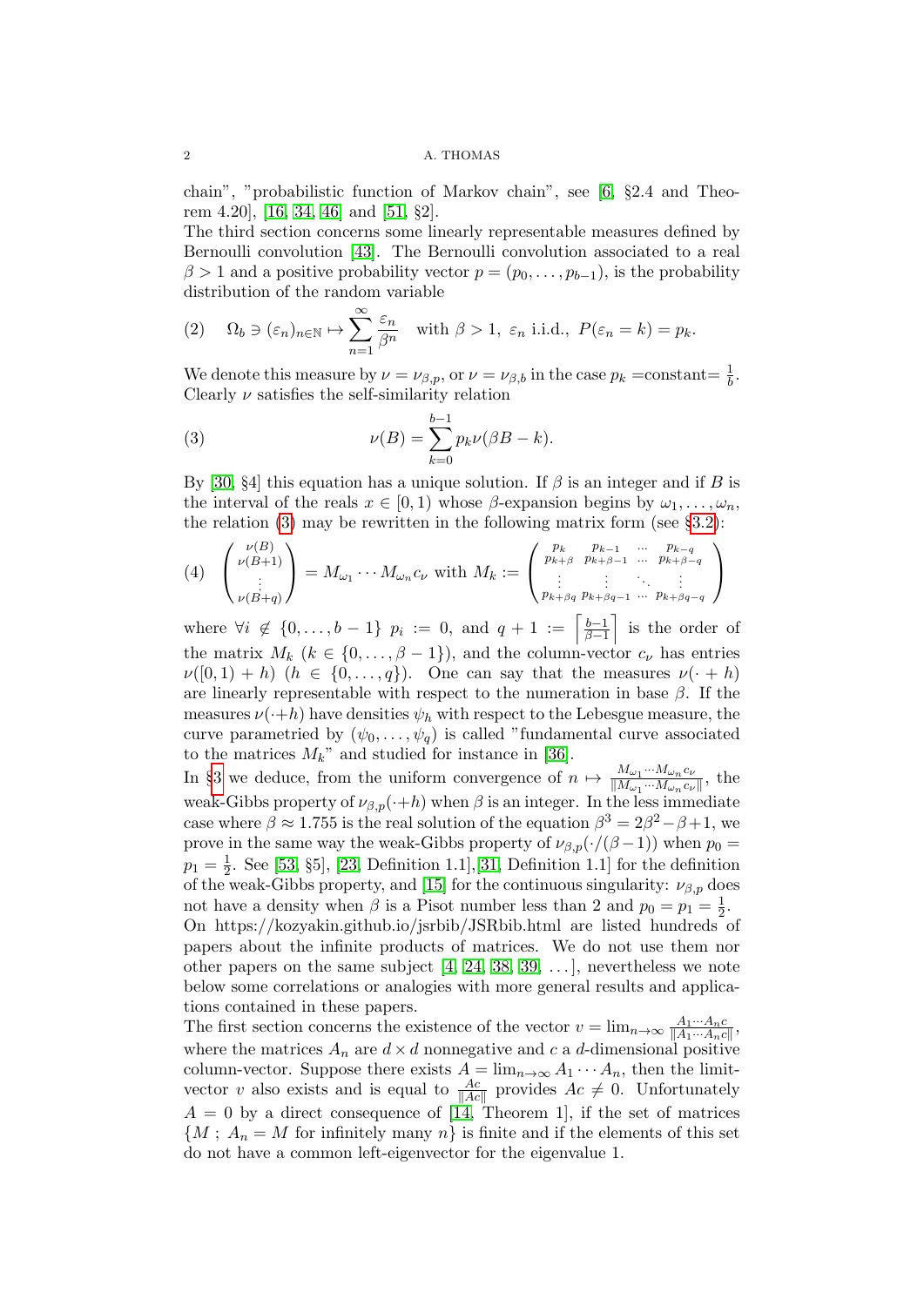chain", "probabilistic function of Markov chain", see [6, §2.4 and Theorem 4.20], [16, 34, 46] and [51, §2].

The third section concerns some linearly representable measures defined by Bernoulli convolution [43]. The Bernoulli convolution associated to a real $\beta > 1$ and a positive probability vector $p = (p_0, \dots, p_{b-1})$, is the probability distribution of the random variable

$$\Omega_b \ni (\varepsilon_n)_{n\in\mathbb{N}} \mapsto \sum_{n=1}^{\infty} \frac{\varepsilon_n}{\beta^n} \quad \text{with } \beta > 1,\ \varepsilon_n \text{ i.i.d., } P(\varepsilon_n = k) = p_k. \tag{2}$$

We denote this measure by $\nu = \nu_{\beta,p}$, or $\nu = \nu_{\beta,b}$ in the case $p_k$ =constant= $\frac{1}{b}$. Clearly $\nu$ satisfies the self-similarity relation

$$\nu(B) = \sum_{k=0}^{b-1} p_k \nu(\beta B - k). \tag{3}$$

By [30, §4] this equation has a unique solution. If $\beta$ is an integer and if $B$ is the interval of the reals $x \in [0,1)$ whose $\beta$-expansion begins by $\omega_1, \dots, \omega_n$, the relation (3) may be rewritten in the following matrix form (see §3.2):

$$\begin{pmatrix} \nu(B) \\ \nu(B+1) \\ \vdots \\ \nu(B+q) \end{pmatrix} = M_{\omega_1} \cdots M_{\omega_n} c_\nu \text{ with } M_k := \begin{pmatrix} p_k & p_{k-1} & \cdots & p_{k-q} \\ p_{k+\beta} & p_{k+\beta-1} & \cdots & p_{k+\beta-q} \\ \vdots & \vdots & \ddots & \vdots \\ p_{k+\beta q} & p_{k+\beta q-1} & \cdots & p_{k+\beta q-q} \end{pmatrix} \tag{4}$$

where $\forall i \notin \{0, \dots, b-1\}$ $p_i := 0$, and $q + 1 := \left\lceil \frac{b-1}{\beta-1} \right\rceil$ is the order of the matrix $M_k$ ($k \in \{0, \dots, \beta - 1\}$), and the column-vector $c_\nu$ has entries $\nu([0,1) + h)$ ($h \in \{0, \dots, q\}$). One can say that the measures $\nu(\cdot + h)$ are linearly representable with respect to the numeration in base $\beta$. If the measures $\nu(\cdot+h)$ have densities $\psi_h$ with respect to the Lebesgue measure, the curve parametried by $(\psi_0, \dots, \psi_q)$ is called "fundamental curve associated to the matrices $M_k$" and studied for instance in [36].

In §3 we deduce, from the uniform convergence of $n \mapsto \frac{M_{\omega_1} \cdots M_{\omega_n} c_\nu}{\|M_{\omega_1} \cdots M_{\omega_n} c_\nu\|}$, the weak-Gibbs property of $\nu_{\beta,p}(\cdot+h)$ when $\beta$ is an integer. In the less immediate case where $\beta \approx 1.755$ is the real solution of the equation $\beta^3 = 2\beta^2 - \beta + 1$, we prove in the same way the weak-Gibbs property of $\nu_{\beta,p}(\cdot/(\beta - 1))$ when $p_0 = p_1 = \frac{1}{2}$. See [53, §5], [23, Definition 1.1],[31, Definition 1.1] for the definition of the weak-Gibbs property, and [15] for the continuous singularity: $\nu_{\beta,p}$ does not have a density when $\beta$ is a Pisot number less than 2 and $p_0 = p_1 = \frac{1}{2}$.

On https://kozyakin.github.io/jsrbib/JSRbib.html are listed hundreds of papers about the infinite products of matrices. We do not use them nor other papers on the same subject [4, 24, 38, 39, ...], nevertheless we note below some correlations or analogies with more general results and applications contained in these papers.

The first section concerns the existence of the vector $v = \lim_{n\to\infty} \frac{A_1 \cdots A_n c}{\|A_1 \cdots A_n c\|}$, where the matrices $A_n$ are $d \times d$ nonnegative and $c$ a $d$-dimensional positive column-vector. Suppose there exists $A = \lim_{n\to\infty} A_1 \cdots A_n$, then the limit-vector $v$ also exists and is equal to $\frac{Ac}{\|Ac\|}$ provides $Ac \neq 0$. Unfortunately $A = 0$ by a direct consequence of [14, Theorem 1], if the set of matrices $\{M \ ; \ A_n = M \text{ for infinitely many } n\}$ is finite and if the elements of this set do not have a common left-eigenvector for the eigenvalue 1.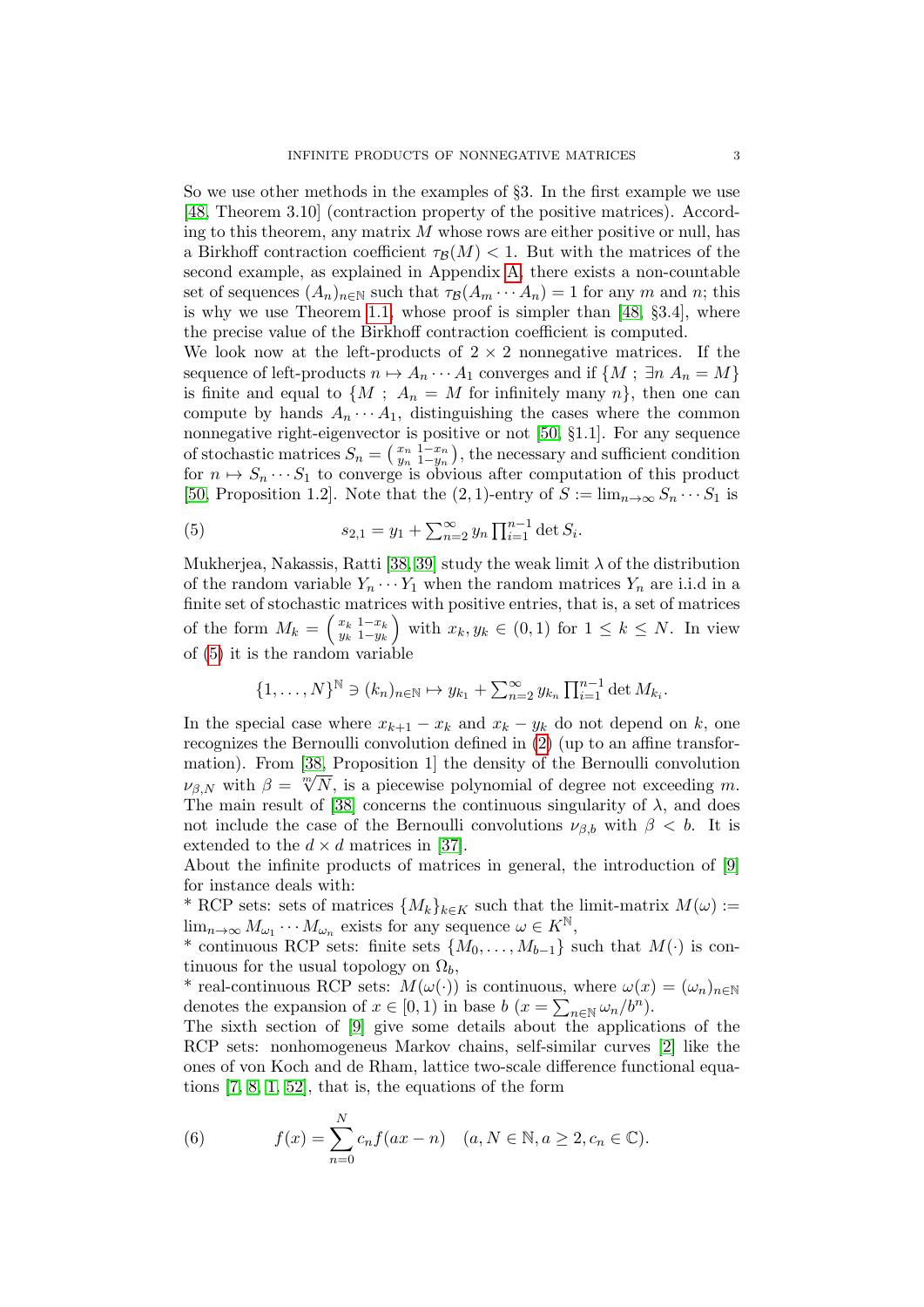So we use other methods in the examples of §3. In the first example we use [48, Theorem 3.10] (contraction property of the positive matrices). According to this theorem, any matrix $M$ whose rows are either positive or null, has a Birkhoff contraction coefficient $\tau_{\mathcal{B}}(M) < 1$. But with the matrices of the second example, as explained in Appendix A, there exists a non-countable set of sequences $(A_n)_{n\in\mathbb{N}}$ such that $\tau_{\mathcal{B}}(A_m \cdots A_n) = 1$ for any $m$ and $n$; this is why we use Theorem 1.1, whose proof is simpler than [48, §3.4], where the precise value of the Birkhoff contraction coefficient is computed.

We look now at the left-products of $2 \times 2$ nonnegative matrices. If the sequence of left-products $n \mapsto A_n \cdots A_1$ converges and if $\{M \; ; \; \exists n \; A_n = M\}$ is finite and equal to $\{M \; ; \; A_n = M$ for infinitely many $n\}$, then one can compute by hands $A_n \cdots A_1$, distinguishing the cases where the common nonnegative right-eigenvector is positive or not [50, §1.1]. For any sequence of stochastic matrices $S_n = \left(\begin{smallmatrix} x_n & 1-x_n \\ y_n & 1-y_n \end{smallmatrix}\right)$, the necessary and sufficient condition for $n \mapsto S_n \cdots S_1$ to converge is obvious after computation of this product [50, Proposition 1.2]. Note that the $(2,1)$-entry of $S := \lim_{n\to\infty} S_n \cdots S_1$ is

$$s_{2,1} = y_1 + \textstyle\sum_{n=2}^{\infty} y_n \prod_{i=1}^{n-1} \det S_i. \tag{5}$$

Mukherjea, Nakassis, Ratti [38, 39] study the weak limit $\lambda$ of the distribution of the random variable $Y_n \cdots Y_1$ when the random matrices $Y_n$ are i.i.d in a finite set of stochastic matrices with positive entries, that is, a set of matrices of the form $M_k = \left(\begin{smallmatrix} x_k & 1-x_k \\ y_k & 1-y_k \end{smallmatrix}\right)$ with $x_k, y_k \in (0,1)$ for $1 \le k \le N$. In view of (5) it is the random variable

$$\{1, \dots, N\}^{\mathbb{N}} \ni (k_n)_{n\in\mathbb{N}} \mapsto y_{k_1} + \textstyle\sum_{n=2}^{\infty} y_{k_n} \prod_{i=1}^{n-1} \det M_{k_i}.$$

In the special case where $x_{k+1} - x_k$ and $x_k - y_k$ do not depend on $k$, one recognizes the Bernoulli convolution defined in (2) (up to an affine transformation). From [38, Proposition 1] the density of the Bernoulli convolution $\nu_{\beta,N}$ with $\beta = \sqrt[m]{N}$, is a piecewise polynomial of degree not exceeding $m$. The main result of [38] concerns the continuous singularity of $\lambda$, and does not include the case of the Bernoulli convolutions $\nu_{\beta,b}$ with $\beta < b$. It is extended to the $d \times d$ matrices in [37].

About the infinite products of matrices in general, the introduction of [9] for instance deals with:

* RCP sets: sets of matrices $\{M_k\}_{k\in K}$ such that the limit-matrix $M(\omega) := \lim_{n\to\infty} M_{\omega_1} \cdots M_{\omega_n}$ exists for any sequence $\omega \in K^{\mathbb{N}}$,
* continuous RCP sets: finite sets $\{M_0, \dots, M_{b-1}\}$ such that $M(\cdot)$ is continuous for the usual topology on $\Omega_b$,
* real-continuous RCP sets: $M(\omega(\cdot))$ is continuous, where $\omega(x) = (\omega_n)_{n\in\mathbb{N}}$ denotes the expansion of $x \in [0,1)$ in base $b$ ($x = \sum_{n\in\mathbb{N}} \omega_n / b^n$).

The sixth section of [9] give some details about the applications of the RCP sets: nonhomogeneus Markov chains, self-similar curves [2] like the ones of von Koch and de Rham, lattice two-scale difference functional equations [7, 8, 1, 52], that is, the equations of the form

$$f(x) = \sum_{n=0}^{N} c_n f(ax - n) \quad (a, N \in \mathbb{N}, a \ge 2, c_n \in \mathbb{C}). \tag{6}$$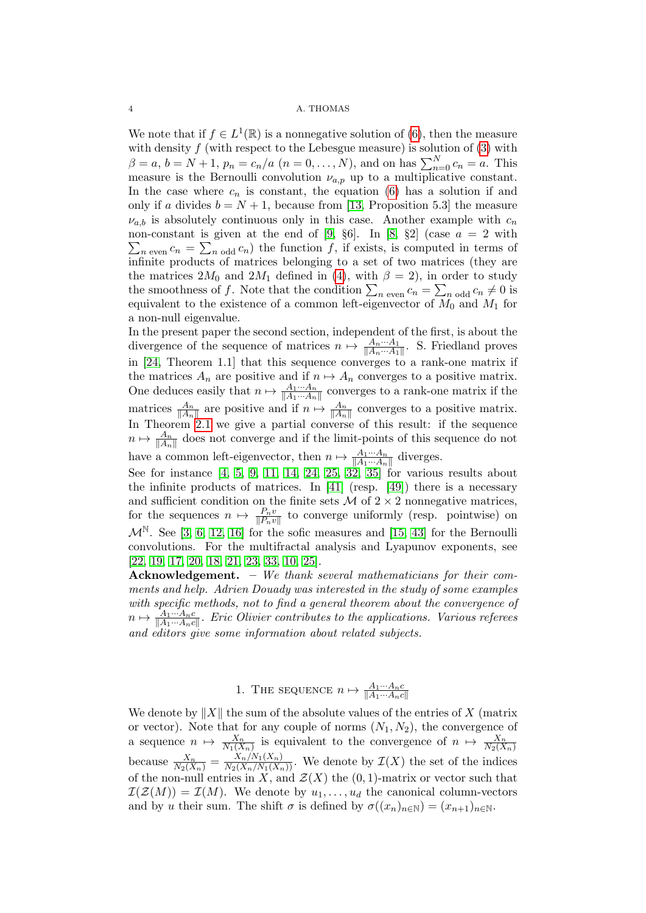We note that if $f \in L^1(\mathbb{R})$ is a nonnegative solution of (6), then the measure with density $f$ (with respect to the Lebesgue measure) is solution of (3) with $\beta = a$, $b = N+1$, $p_n = c_n/a$ $(n = 0, \ldots, N)$, and on has $\sum_{n=0}^{N} c_n = a$. This measure is the Bernoulli convolution $\nu_{a,p}$ up to a multiplicative constant. In the case where $c_n$ is constant, the equation (6) has a solution if and only if $a$ divides $b = N+1$, because from [13, Proposition 5.3] the measure $\nu_{a,b}$ is absolutely continuous only in this case. Another example with $c_n$ non-constant is given at the end of [9, §6]. In [8, §2] (case $a = 2$ with $\sum_{n \text{ even}} c_n = \sum_{n \text{ odd}} c_n$) the function $f$, if exists, is computed in terms of infinite products of matrices belonging to a set of two matrices (they are the matrices $2M_0$ and $2M_1$ defined in (4), with $\beta = 2$), in order to study the smoothness of $f$. Note that the condition $\sum_{n \text{ even}} c_n = \sum_{n \text{ odd}} c_n \neq 0$ is equivalent to the existence of a common left-eigenvector of $M_0$ and $M_1$ for a non-null eigenvalue.

In the present paper the second section, independent of the first, is about the divergence of the sequence of matrices $n \mapsto \frac{A_n \cdots A_1}{\|A_n \cdots A_1\|}$. S. Friedland proves in [24, Theorem 1.1] that this sequence converges to a rank-one matrix if the matrices $A_n$ are positive and if $n \mapsto A_n$ converges to a positive matrix. One deduces easily that $n \mapsto \frac{A_1 \cdots A_n}{\|A_1 \cdots A_n\|}$ converges to a rank-one matrix if the matrices $\frac{A_n}{\|A_n\|}$ are positive and if $n \mapsto \frac{A_n}{\|A_n\|}$ converges to a positive matrix. In Theorem 2.1 we give a partial converse of this result: if the sequence $n \mapsto \frac{A_n}{\|A_n\|}$ does not converge and if the limit-points of this sequence do not have a common left-eigenvector, then $n \mapsto \frac{A_1 \cdots A_n}{\|A_1 \cdots A_n\|}$ diverges.

See for instance [4, 5, 9, 11, 14, 24, 25, 32, 35] for various results about the infinite products of matrices. In [41] (resp. [49]) there is a necessary and sufficient condition on the finite sets $\mathcal{M}$ of $2 \times 2$ nonnegative matrices, for the sequences $n \mapsto \frac{P_n v}{\|P_n v\|}$ to converge uniformly (resp. pointwise) on $\mathcal{M}^{\mathbb{N}}$. See [3, 6, 12, 16] for the sofic measures and [15, 43] for the Bernoulli convolutions. For the multifractal analysis and Lyapunov exponents, see [22, 19, 17, 20, 18, 21, 23, 33, 10, 25].

**Acknowledgement.** – *We thank several mathematicians for their comments and help. Adrien Douady was interested in the study of some examples with specific methods, not to find a general theorem about the convergence of $n \mapsto \frac{A_1 \cdots A_n c}{\|A_1 \cdots A_n c\|}$. Eric Olivier contributes to the applications. Various referees and editors give some information about related subjects.*

## 1. The sequence $n \mapsto \frac{A_1 \cdots A_n c}{\|A_1 \cdots A_n c\|}$

We denote by $\|X\|$ the sum of the absolute values of the entries of $X$ (matrix or vector). Note that for any couple of norms $(N_1, N_2)$, the convergence of a sequence $n \mapsto \frac{X_n}{N_1(X_n)}$ is equivalent to the convergence of $n \mapsto \frac{X_n}{N_2(X_n)}$ because $\frac{X_n}{N_2(X_n)} = \frac{X_n / N_1(X_n)}{N_2(X_n / N_1(X_n))}$. We denote by $\mathcal{I}(X)$ the set of the indices of the non-null entries in $X$, and $\mathcal{Z}(X)$ the $(0,1)$-matrix or vector such that $\mathcal{I}(\mathcal{Z}(M)) = \mathcal{I}(M)$. We denote by $u_1, \ldots, u_d$ the canonical column-vectors and by $u$ their sum. The shift $\sigma$ is defined by $\sigma((x_n)_{n \in \mathbb{N}}) = (x_{n+1})_{n \in \mathbb{N}}$.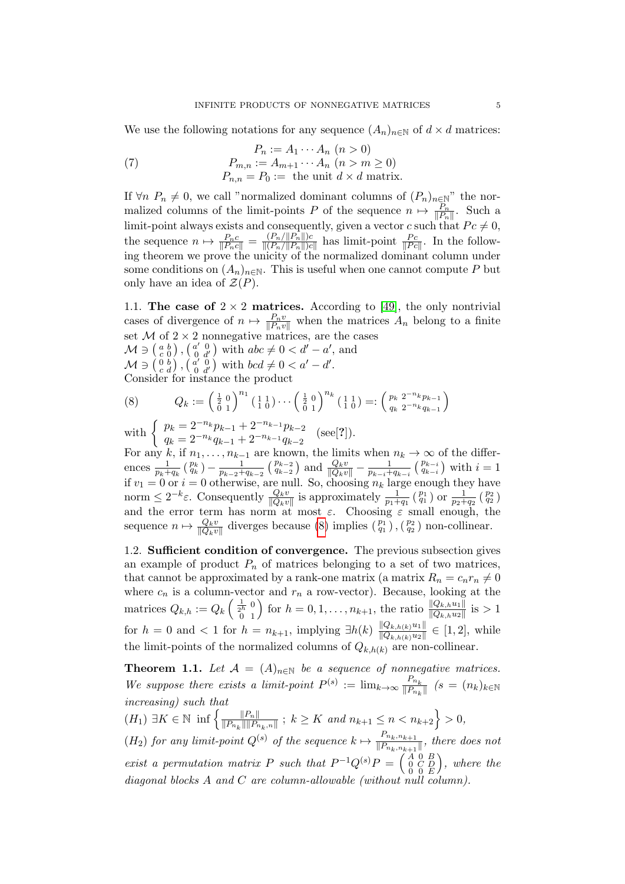We use the following notations for any sequence $(A_n)_{n\in\mathbb{N}}$ of $d\times d$ matrices:

$$
\begin{aligned}
&P_n := A_1\cdots A_n \ (n>0)\\
(7)\qquad &P_{m,n} := A_{m+1}\cdots A_n \ (n>m\geq 0)\\
&P_{n,n} = P_0 := \text{ the unit } d\times d \text{ matrix.}
\end{aligned}
$$

If $\forall n\ P_n\neq 0$, we call "normalized dominant columns of $(P_n)_{n\in\mathbb{N}}$" the normalized columns of the limit-points $P$ of the sequence $n\mapsto \frac{P_n}{\|P_n\|}$. Such a limit-point always exists and consequently, given a vector $c$ such that $Pc\neq 0$, the sequence $n\mapsto \frac{P_nc}{\|P_nc\|} = \frac{(P_n/\|P_n\|)c}{\|(P_n/\|P_n\|)c\|}$ has limit-point $\frac{Pc}{\|Pc\|}$. In the following theorem we prove the unicity of the normalized dominant column under some conditions on $(A_n)_{n\in\mathbb{N}}$. This is useful when one cannot compute $P$ but only have an idea of $\mathcal{Z}(P)$.

**1.1. The case of $2\times 2$ matrices.** According to [49], the only nontrivial cases of divergence of $n\mapsto \frac{P_nv}{\|P_nv\|}$ when the matrices $A_n$ belong to a finite set $\mathcal{M}$ of $2\times 2$ nonnegative matrices, are the cases
$\mathcal{M}\ni \left(\begin{smallmatrix} a & b\\ c & 0\end{smallmatrix}\right), \left(\begin{smallmatrix} a' & 0\\ 0 & d'\end{smallmatrix}\right)$ with $abc\neq 0<d'-a'$, and
$\mathcal{M}\ni \left(\begin{smallmatrix} 0 & b\\ c & d\end{smallmatrix}\right), \left(\begin{smallmatrix} a' & 0\\ 0 & d'\end{smallmatrix}\right)$ with $bcd\neq 0<a'-d'$.
Consider for instance the product

$$
(8)\qquad Q_k := \begin{pmatrix} \frac12 & 0\\ 0 & 1\end{pmatrix}^{n_1}\begin{pmatrix} 1 & 1\\ 1 & 0\end{pmatrix}\cdots\begin{pmatrix} \frac12 & 0\\ 0 & 1\end{pmatrix}^{n_k}\begin{pmatrix} 1 & 1\\ 1 & 0\end{pmatrix} =: \begin{pmatrix} p_k & 2^{-n_k}p_{k-1}\\ q_k & 2^{-n_k}q_{k-1}\end{pmatrix}
$$

with $\begin{cases} p_k = 2^{-n_k}p_{k-1} + 2^{-n_{k-1}}p_{k-2}\\ q_k = 2^{-n_k}q_{k-1} + 2^{-n_{k-1}}q_{k-2}\end{cases}$ (see[?]).
For any $k$, if $n_1,\dots,n_{k-1}$ are known, the limits when $n_k\to\infty$ of the differences $\frac{1}{p_k+q_k}\left(\begin{smallmatrix} p_k\\ q_k\end{smallmatrix}\right) - \frac{1}{p_{k-2}+q_{k-2}}\left(\begin{smallmatrix} p_{k-2}\\ q_{k-2}\end{smallmatrix}\right)$ and $\frac{Q_kv}{\|Q_kv\|} - \frac{1}{p_{k-i}+q_{k-i}}\left(\begin{smallmatrix} p_{k-i}\\ q_{k-i}\end{smallmatrix}\right)$ with $i=1$ if $v_1=0$ or $i=0$ otherwise, are null. So, choosing $n_k$ large enough they have norm $\leq 2^{-k}\varepsilon$. Consequently $\frac{Q_kv}{\|Q_kv\|}$ is approximately $\frac{1}{p_1+q_1}\left(\begin{smallmatrix} p_1\\ q_1\end{smallmatrix}\right)$ or $\frac{1}{p_2+q_2}\left(\begin{smallmatrix} p_2\\ q_2\end{smallmatrix}\right)$ and the error term has norm at most $\varepsilon$. Choosing $\varepsilon$ small enough, the sequence $n\mapsto\frac{Q_kv}{\|Q_kv\|}$ diverges because (8) implies $\left(\begin{smallmatrix} p_1\\ q_1\end{smallmatrix}\right), \left(\begin{smallmatrix} p_2\\ q_2\end{smallmatrix}\right)$ non-collinear.

**1.2. Sufficient condition of convergence.** The previous subsection gives an example of product $P_n$ of matrices belonging to a set of two matrices, that cannot be approximated by a rank-one matrix (a matrix $R_n = c_nr_n\neq 0$ where $c_n$ is a column-vector and $r_n$ a row-vector). Because, looking at the matrices $Q_{k,h} := Q_k\begin{pmatrix} \frac{1}{2^h} & 0\\ 0 & 1\end{pmatrix}$ for $h=0,1,\dots,n_{k+1}$, the ratio $\frac{\|Q_{k,h}u_1\|}{\|Q_{k,h}u_2\|}$ is $>1$ for $h=0$ and $<1$ for $h=n_{k+1}$, implying $\exists h(k)\ \frac{\|Q_{k,h(k)}u_1\|}{\|Q_{k,h(k)}u_2\|}\in[1,2]$, while the limit-points of the normalized columns of $Q_{k,h(k)}$ are non-collinear.

**Theorem 1.1.** *Let $\mathcal{A} = (A)_{n\in\mathbb{N}}$ be a sequence of nonnegative matrices. We suppose there exists a limit-point $P^{(s)} := \lim_{k\to\infty}\frac{P_{n_k}}{\|P_{n_k}\|}$ ($s=(n_k)_{k\in\mathbb{N}}$ increasing) such that*
$(H_1)$ *$\exists K\in\mathbb{N}\ \inf\left\{\frac{\|P_n\|}{\|P_{n_k}\|\|P_{n_k,n}\|}\ ;\ k\geq K \text{ and } n_{k+1}\leq n<n_{k+2}\right\}>0$,*
$(H_2)$ *for any limit-point $Q^{(s)}$ of the sequence $k\mapsto\frac{P_{n_k,n_{k+1}}}{\|P_{n_k,n_{k+1}}\|}$, there does not exist a permutation matrix $P$ such that $P^{-1}Q^{(s)}P = \left(\begin{smallmatrix} A & 0 & B\\ 0 & C & D\\ 0 & 0 & E\end{smallmatrix}\right)$, where the diagonal blocks $A$ and $C$ are column-allowable (without null column).*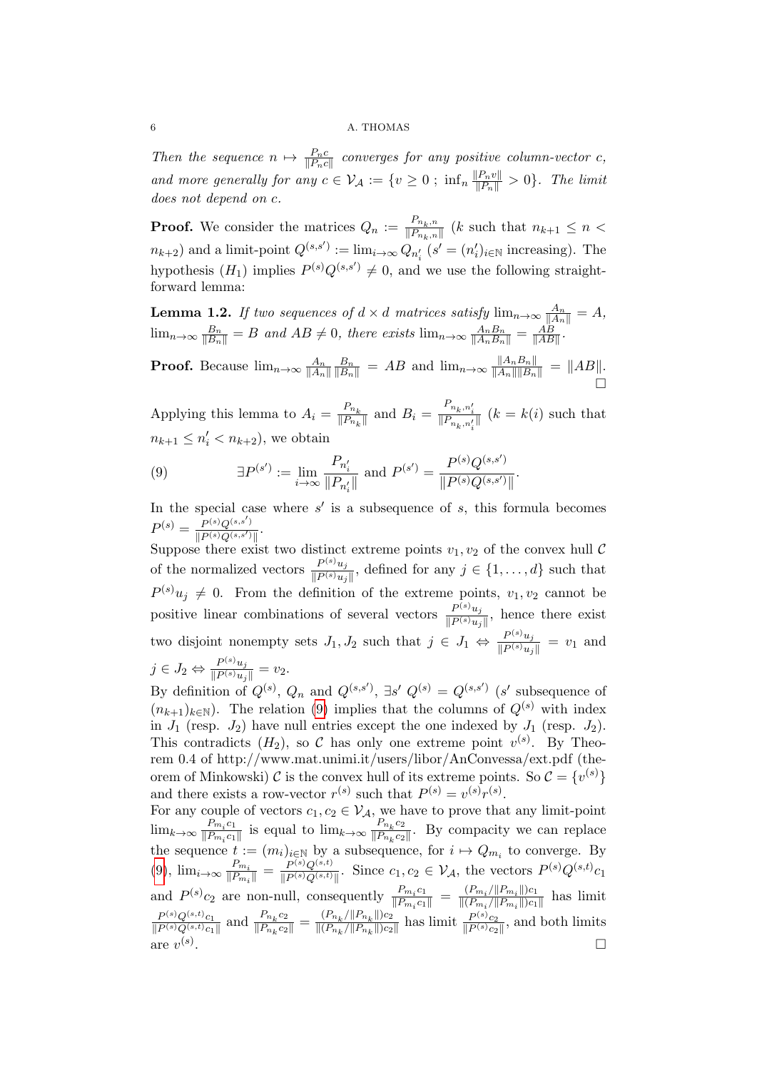*Then the sequence $n \mapsto \frac{P_n c}{\|P_n c\|}$ converges for any positive column-vector $c$, and more generally for any $c \in \mathcal{V}_{\mathcal{A}} := \{v \geq 0 \ ; \ \inf_n \frac{\|P_n v\|}{\|P_n\|} > 0\}$. The limit does not depend on $c$.*

**Proof.** We consider the matrices $Q_n := \frac{P_{n_k,n}}{\|P_{n_k,n}\|}$ ($k$ such that $n_{k+1} \leq n < n_{k+2}$) and a limit-point $Q^{(s,s')} := \lim_{i\to\infty} Q_{n'_i}$ ($s' = (n'_i)_{i\in\mathbb{N}}$ increasing). The hypothesis $(H_1)$ implies $P^{(s)}Q^{(s,s')} \neq 0$, and we use the following straightforward lemma:

**Lemma 1.2.** *If two sequences of $d \times d$ matrices satisfy $\lim_{n\to\infty} \frac{A_n}{\|A_n\|} = A$, $\lim_{n\to\infty} \frac{B_n}{\|B_n\|} = B$ and $AB \neq 0$, there exists $\lim_{n\to\infty} \frac{A_n B_n}{\|A_n B_n\|} = \frac{AB}{\|AB\|}$.*

**Proof.** Because $\lim_{n\to\infty} \frac{A_n}{\|A_n\|}\frac{B_n}{\|B_n\|} = AB$ and $\lim_{n\to\infty} \frac{\|A_n B_n\|}{\|A_n\|\|B_n\|} = \|AB\|$. $\square$

Applying this lemma to $A_i = \frac{P_{n_k}}{\|P_{n_k}\|}$ and $B_i = \frac{P_{n_k,n'_i}}{\|P_{n_k,n'_i}\|}$ ($k = k(i)$ such that $n_{k+1} \leq n'_i < n_{k+2}$), we obtain

$$\exists P^{(s')} := \lim_{i\to\infty} \frac{P_{n'_i}}{\|P_{n'_i}\|} \text{ and } P^{(s')} = \frac{P^{(s)}Q^{(s,s')}}{\|P^{(s)}Q^{(s,s')}\|}. \tag{9}$$

In the special case where $s'$ is a subsequence of $s$, this formula becomes $P^{(s)} = \frac{P^{(s)}Q^{(s,s')}}{\|P^{(s)}Q^{(s,s')}\|}$.

Suppose there exist two distinct extreme points $v_1, v_2$ of the convex hull $\mathcal{C}$ of the normalized vectors $\frac{P^{(s)}u_j}{\|P^{(s)}u_j\|}$, defined for any $j \in \{1,\ldots,d\}$ such that $P^{(s)}u_j \neq 0$. From the definition of the extreme points, $v_1, v_2$ cannot be positive linear combinations of several vectors $\frac{P^{(s)}u_j}{\|P^{(s)}u_j\|}$, hence there exist two disjoint nonempty sets $J_1, J_2$ such that $j \in J_1 \Leftrightarrow \frac{P^{(s)}u_j}{\|P^{(s)}u_j\|} = v_1$ and $j \in J_2 \Leftrightarrow \frac{P^{(s)}u_j}{\|P^{(s)}u_j\|} = v_2$.

By definition of $Q^{(s)}$, $Q_n$ and $Q^{(s,s')}$, $\exists s'$ $Q^{(s)} = Q^{(s,s')}$ ($s'$ subsequence of $(n_{k+1})_{k\in\mathbb{N}}$). The relation (9) implies that the columns of $Q^{(s)}$ with index in $J_1$ (resp. $J_2$) have null entries except the one indexed by $J_1$ (resp. $J_2$). This contradicts $(H_2)$, so $\mathcal{C}$ has only one extreme point $v^{(s)}$. By Theorem 0.4 of http://www.mat.unimi.it/users/libor/AnConvessa/ext.pdf (theorem of Minkowski) $\mathcal{C}$ is the convex hull of its extreme points. So $\mathcal{C} = \{v^{(s)}\}$ and there exists a row-vector $r^{(s)}$ such that $P^{(s)} = v^{(s)}r^{(s)}$.

For any couple of vectors $c_1, c_2 \in \mathcal{V}_{\mathcal{A}}$, we have to prove that any limit-point $\lim_{k\to\infty} \frac{P_{m_i}c_1}{\|P_{m_i}c_1\|}$ is equal to $\lim_{k\to\infty} \frac{P_{n_k}c_2}{\|P_{n_k}c_2\|}$. By compacity we can replace the sequence $t := (m_i)_{i\in\mathbb{N}}$ by a subsequence, for $i \mapsto Q_{m_i}$ to converge. By (9), $\lim_{i\to\infty} \frac{P_{m_i}}{\|P_{m_i}\|} = \frac{P^{(s)}Q^{(s,t)}}{\|P^{(s)}Q^{(s,t)}\|}$. Since $c_1, c_2 \in \mathcal{V}_{\mathcal{A}}$, the vectors $P^{(s)}Q^{(s,t)}c_1$ and $P^{(s)}c_2$ are non-null, consequently $\frac{P_{m_i}c_1}{\|P_{m_i}c_1\|} = \frac{(P_{m_i}/\|P_{m_i}\|)c_1}{\|(P_{m_i}/\|P_{m_i}\|)c_1\|}$ has limit $\frac{P^{(s)}Q^{(s,t)}c_1}{\|P^{(s)}Q^{(s,t)}c_1\|}$ and $\frac{P_{n_k}c_2}{\|P_{n_k}c_2\|} = \frac{(P_{n_k}/\|P_{n_k}\|)c_2}{\|(P_{n_k}/\|P_{n_k}\|)c_2\|}$ has limit $\frac{P^{(s)}c_2}{\|P^{(s)}c_2\|}$, and both limits are $v^{(s)}$. $\square$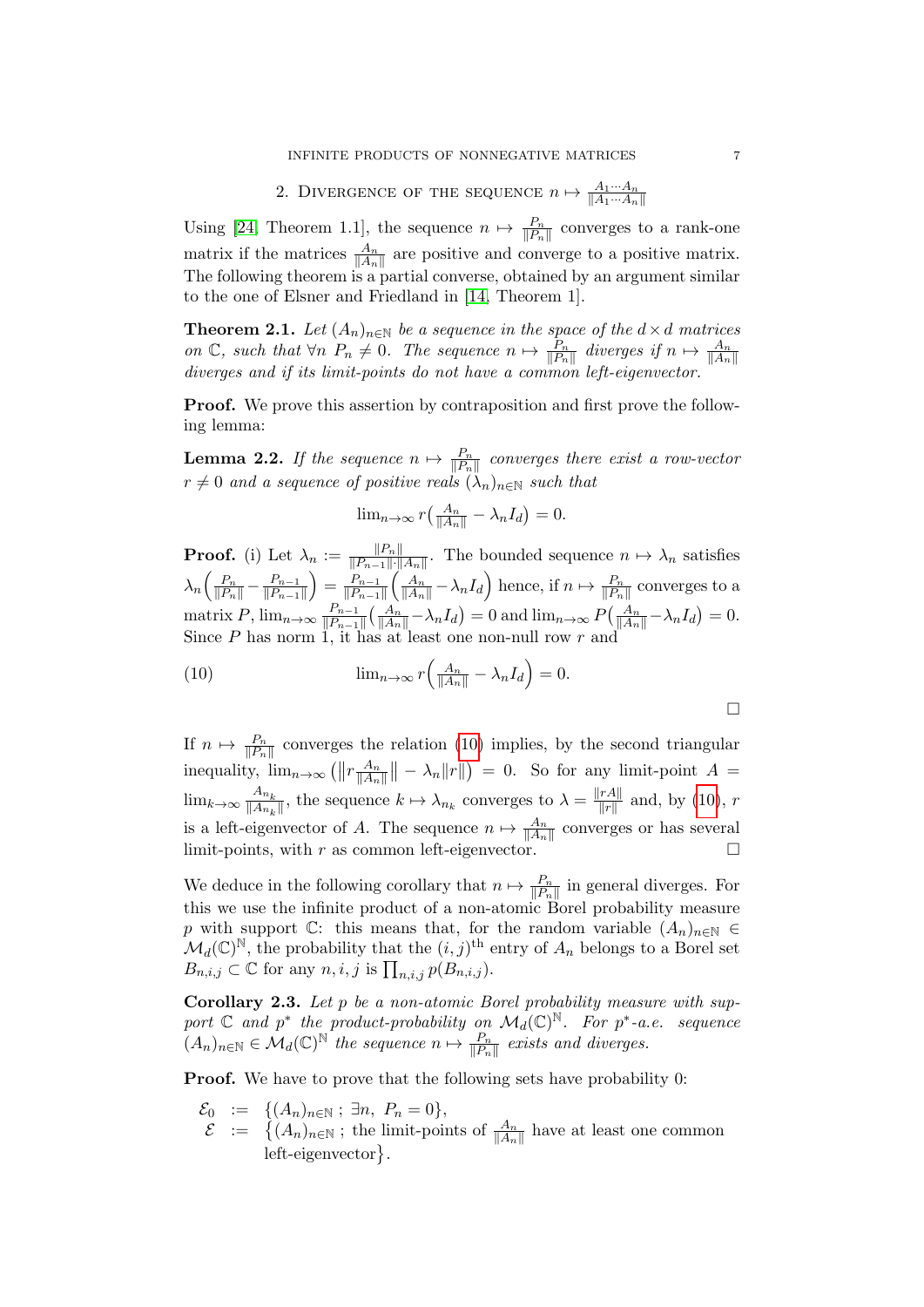## 2. Divergence of the sequence $n \mapsto \frac{A_1 \cdots A_n}{\|A_1 \cdots A_n\|}$

Using [24, Theorem 1.1], the sequence $n \mapsto \frac{P_n}{\|P_n\|}$ converges to a rank-one matrix if the matrices $\frac{A_n}{\|A_n\|}$ are positive and converge to a positive matrix. The following theorem is a partial converse, obtained by an argument similar to the one of Elsner and Friedland in [14, Theorem 1].

**Theorem 2.1.** *Let $(A_n)_{n\in\mathbb{N}}$ be a sequence in the space of the $d \times d$ matrices on $\mathbb{C}$, such that $\forall n \; P_n \neq 0$. The sequence $n \mapsto \frac{P_n}{\|P_n\|}$ diverges if $n \mapsto \frac{A_n}{\|A_n\|}$ diverges and if its limit-points do not have a common left-eigenvector.*

**Proof.** We prove this assertion by contraposition and first prove the following lemma:

**Lemma 2.2.** *If the sequence $n \mapsto \frac{P_n}{\|P_n\|}$ converges there exist a row-vector $r \neq 0$ and a sequence of positive reals $(\lambda_n)_{n\in\mathbb{N}}$ such that*

$$\lim_{n\to\infty} r\big(\tfrac{A_n}{\|A_n\|} - \lambda_n I_d\big) = 0.$$

**Proof.** (i) Let $\lambda_n := \frac{\|P_n\|}{\|P_{n-1}\|\cdot\|A_n\|}$. The bounded sequence $n \mapsto \lambda_n$ satisfies $\lambda_n\Big(\frac{P_n}{\|P_n\|} - \frac{P_{n-1}}{\|P_{n-1}\|}\Big) = \frac{P_{n-1}}{\|P_{n-1}\|}\Big(\frac{A_n}{\|A_n\|} - \lambda_n I_d\Big)$ hence, if $n \mapsto \frac{P_n}{\|P_n\|}$ converges to a matrix $P$, $\lim_{n\to\infty} \frac{P_{n-1}}{\|P_{n-1}\|}\big(\frac{A_n}{\|A_n\|} - \lambda_n I_d\big) = 0$ and $\lim_{n\to\infty} P\big(\frac{A_n}{\|A_n\|} - \lambda_n I_d\big) = 0$. Since $P$ has norm 1, it has at least one non-null row $r$ and

$$\lim_{n\to\infty} r\Big(\tfrac{A_n}{\|A_n\|} - \lambda_n I_d\Big) = 0. \tag{10}$$

□

If $n \mapsto \frac{P_n}{\|P_n\|}$ converges the relation (10) implies, by the second triangular inequality, $\lim_{n\to\infty}\big(\|r\frac{A_n}{\|A_n\|}\| - \lambda_n\|r\|\big) = 0$. So for any limit-point $A = \lim_{k\to\infty}\frac{A_{n_k}}{\|A_{n_k}\|}$, the sequence $k \mapsto \lambda_{n_k}$ converges to $\lambda = \frac{\|rA\|}{\|r\|}$ and, by (10), $r$ is a left-eigenvector of $A$. The sequence $n \mapsto \frac{A_n}{\|A_n\|}$ converges or has several limit-points, with $r$ as common left-eigenvector. □

We deduce in the following corollary that $n \mapsto \frac{P_n}{\|P_n\|}$ in general diverges. For this we use the infinite product of a non-atomic Borel probability measure $p$ with support $\mathbb{C}$: this means that, for the random variable $(A_n)_{n\in\mathbb{N}} \in \mathcal{M}_d(\mathbb{C})^{\mathbb{N}}$, the probability that the $(i,j)^{\text{th}}$ entry of $A_n$ belongs to a Borel set $B_{n,i,j} \subset \mathbb{C}$ for any $n, i, j$ is $\prod_{n,i,j} p(B_{n,i,j})$.

**Corollary 2.3.** *Let $p$ be a non-atomic Borel probability measure with support $\mathbb{C}$ and $p^*$ the product-probability on $\mathcal{M}_d(\mathbb{C})^{\mathbb{N}}$. For $p^*$-a.e. sequence $(A_n)_{n\in\mathbb{N}} \in \mathcal{M}_d(\mathbb{C})^{\mathbb{N}}$ the sequence $n \mapsto \frac{P_n}{\|P_n\|}$ exists and diverges.*

**Proof.** We have to prove that the following sets have probability 0:

$$\begin{aligned}
\mathcal{E}_0 \;&:=\; \{(A_n)_{n\in\mathbb{N}}\,;\ \exists n,\ P_n = 0\},\\
\mathcal{E} \;&:=\; \big\{(A_n)_{n\in\mathbb{N}}\,;\ \text{the limit-points of } \tfrac{A_n}{\|A_n\|} \text{ have at least one common left-eigenvector}\big\}.
\end{aligned}$$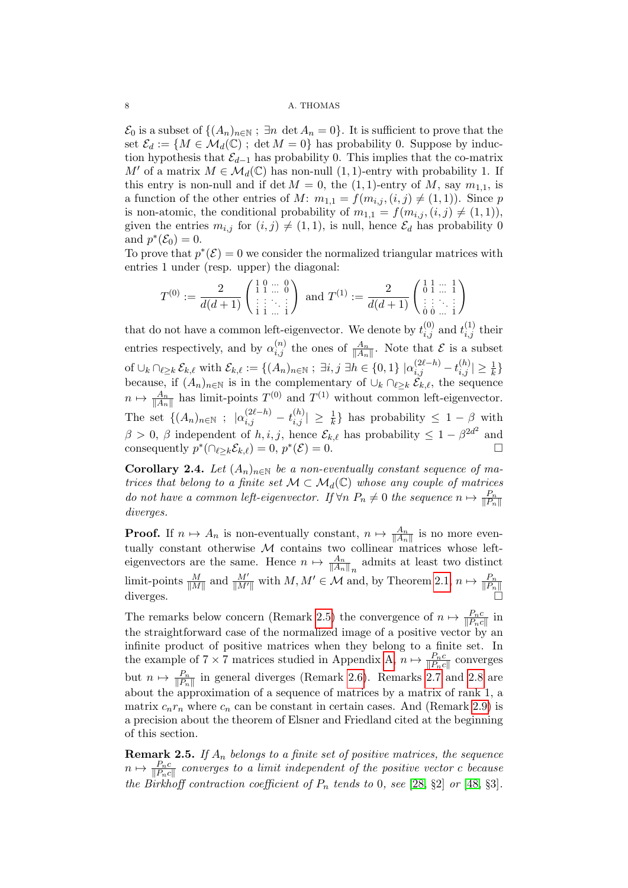$\mathcal{E}_0$ is a subset of $\{(A_n)_{n\in\mathbb{N}}\ ;\ \exists n\ \det A_n = 0\}$. It is sufficient to prove that the set $\mathcal{E}_d := \{M \in \mathcal{M}_d(\mathbb{C})\ ;\ \det M = 0\}$ has probability 0. Suppose by induction hypothesis that $\mathcal{E}_{d-1}$ has probability 0. This implies that the co-matrix $M'$ of a matrix $M \in \mathcal{M}_d(\mathbb{C})$ has non-null $(1,1)$-entry with probability 1. If this entry is non-null and if $\det M = 0$, the $(1,1)$-entry of $M$, say $m_{1,1}$, is a function of the other entries of $M$: $m_{1,1} = f(m_{i,j}, (i,j) \neq (1,1))$. Since $p$ is non-atomic, the conditional probability of $m_{1,1} = f(m_{i,j}, (i,j) \neq (1,1))$, given the entries $m_{i,j}$ for $(i,j) \neq (1,1)$, is null, hence $\mathcal{E}_d$ has probability 0 and $p^*(\mathcal{E}_0) = 0$.

To prove that $p^*(\mathcal{E}) = 0$ we consider the normalized triangular matrices with entries 1 under (resp. upper) the diagonal:

$$T^{(0)} := \frac{2}{d(d+1)}\begin{pmatrix} 1 & 0 & \dots & 0 \\ 1 & 1 & \dots & 0 \\ \vdots & \vdots & \ddots & \vdots \\ 1 & 1 & \dots & 1 \end{pmatrix} \text{ and } T^{(1)} := \frac{2}{d(d+1)}\begin{pmatrix} 1 & 1 & \dots & 1 \\ 0 & 1 & \dots & 1 \\ \vdots & \vdots & \ddots & \vdots \\ 0 & 0 & \dots & 1 \end{pmatrix}$$

that do not have a common left-eigenvector. We denote by $t_{i,j}^{(0)}$ and $t_{i,j}^{(1)}$ their entries respectively, and by $\alpha_{i,j}^{(n)}$ the ones of $\frac{A_n}{\|A_n\|}$. Note that $\mathcal{E}$ is a subset of $\cup_k \cap_{\ell\geq k} \mathcal{E}_{k,\ell}$ with $\mathcal{E}_{k,\ell} := \{(A_n)_{n\in\mathbb{N}}\ ;\ \exists i,j\ \exists h \in \{0,1\}\ |\alpha_{i,j}^{(2\ell-h)} - t_{i,j}^{(h)}| \geq \frac{1}{k}\}$ because, if $(A_n)_{n\in\mathbb{N}}$ is in the complementary of $\cup_k \cap_{\ell\geq k} \mathcal{E}_{k,\ell}$, the sequence $n \mapsto \frac{A_n}{\|A_n\|}$ has limit-points $T^{(0)}$ and $T^{(1)}$ without common left-eigenvector. The set $\{(A_n)_{n\in\mathbb{N}}\ ;\ |\alpha_{i,j}^{(2\ell-h)} - t_{i,j}^{(h)}| \geq \frac{1}{k}\}$ has probability $\leq 1-\beta$ with $\beta > 0$, $\beta$ independent of $h, i, j$, hence $\mathcal{E}_{k,\ell}$ has probability $\leq 1 - \beta^{2d^2}$ and consequently $p^*(\cap_{\ell\geq k}\mathcal{E}_{k,\ell}) = 0$, $p^*(\mathcal{E}) = 0$. □

**Corollary 2.4.** *Let $(A_n)_{n\in\mathbb{N}}$ be a non-eventually constant sequence of matrices that belong to a finite set $\mathcal{M} \subset \mathcal{M}_d(\mathbb{C})$ whose any couple of matrices do not have a common left-eigenvector. If $\forall n\ P_n \neq 0$ the sequence $n \mapsto \frac{P_n}{\|P_n\|}$ diverges.*

**Proof.** If $n \mapsto A_n$ is non-eventually constant, $n \mapsto \frac{A_n}{\|A_n\|}$ is no more eventually constant otherwise $\mathcal{M}$ contains two collinear matrices whose left-eigenvectors are the same. Hence $n \mapsto \frac{A_n}{\|A_n\|}_n$ admits at least two distinct limit-points $\frac{M}{\|M\|}$ and $\frac{M'}{\|M'\|}$ with $M, M' \in \mathcal{M}$ and, by Theorem 2.1, $n \mapsto \frac{P_n}{\|P_n\|}$ diverges. □

The remarks below concern (Remark 2.5) the convergence of $n \mapsto \frac{P_n c}{\|P_n c\|}$ in the straightforward case of the normalized image of a positive vector by an infinite product of positive matrices when they belong to a finite set. In the example of $7\times 7$ matrices studied in Appendix A, $n \mapsto \frac{P_n c}{\|P_n c\|}$ converges but $n \mapsto \frac{P_n}{\|P_n\|}$ in general diverges (Remark 2.6). Remarks 2.7 and 2.8 are about the approximation of a sequence of matrices by a matrix of rank 1, a matrix $c_n r_n$ where $c_n$ can be constant in certain cases. And (Remark 2.9) is a precision about the theorem of Elsner and Friedland cited at the beginning of this section.

**Remark 2.5.** *If $A_n$ belongs to a finite set of positive matrices, the sequence $n \mapsto \frac{P_n c}{\|P_n c\|}$ converges to a limit independent of the positive vector $c$ because the Birkhoff contraction coefficient of $P_n$ tends to 0, see [28, §2] or [48, §3].*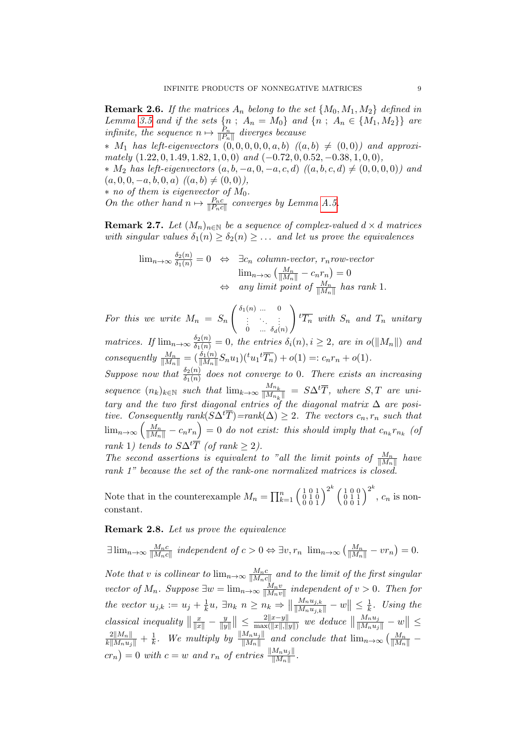**Remark 2.6.** *If the matrices $A_n$ belong to the set $\{M_0, M_1, M_2\}$ defined in Lemma 3.5 and if the sets $\{n\ ;\ A_n = M_0\}$ and $\{n\ ;\ A_n \in \{M_1, M_2\}\}$ are infinite, the sequence $n \mapsto \frac{P_n}{\|P_n\|}$ diverges because*

*∗ $M_1$ has left-eigenvectors $(0,0,0,0,0,a,b)$ $((a,b) \neq (0,0))$ and approximately $(1.22, 0, 1.49, 1.82, 1, 0, 0)$ and $(-0.72, 0, 0.52, -0.38, 1, 0, 0)$,*

*∗ $M_2$ has left-eigenvectors $(a, b, -a, 0, -a, c, d)$ $((a,b,c,d) \neq (0,0,0,0))$ and $(a, 0, 0, -a, b, 0, a)$ $((a,b) \neq (0,0))$,*

*∗ no of them is eigenvector of $M_0$.*

*On the other hand $n \mapsto \frac{P_n c}{\|P_n c\|}$ converges by Lemma A.5.*

**Remark 2.7.** *Let $(M_n)_{n\in\mathbb{N}}$ be a sequence of complex-valued $d \times d$ matrices with singular values $\delta_1(n) \geq \delta_2(n) \geq \dots$ and let us prove the equivalences*

$$
\begin{aligned}
\lim_{n\to\infty} \tfrac{\delta_2(n)}{\delta_1(n)} = 0 \quad &\Leftrightarrow \quad \exists c_n \text{ column-vector, } r_n \text{row-vector} \\
&\qquad \lim_{n\to\infty} \left(\tfrac{M_n}{\|M_n\|} - c_n r_n\right) = 0 \\
&\Leftrightarrow \quad \text{any limit point of } \tfrac{M_n}{\|M_n\|} \text{ has rank } 1.
\end{aligned}
$$

*For this we write $M_n = S_n \begin{pmatrix} \delta_1(n) & \dots & 0 \\ \vdots & \ddots & \vdots \\ 0 & \dots & \delta_d(n) \end{pmatrix} {}^t\overline{T_n}$ with $S_n$ and $T_n$ unitary matrices. If $\lim_{n\to\infty} \frac{\delta_2(n)}{\delta_1(n)} = 0$, the entries $\delta_i(n), i \geq 2$, are in $o(\|M_n\|)$ and consequently $\frac{M_n}{\|M_n\|} = (\frac{\delta_1(n)}{\|M_n\|} S_n u_1)({}^t u_1 {}^t\overline{T_n}) + o(1) =: c_n r_n + o(1)$.*

*Suppose now that $\frac{\delta_2(n)}{\delta_1(n)}$ does not converge to $0$. There exists an increasing sequence $(n_k)_{k\in\mathbb{N}}$ such that $\lim_{k\to\infty} \frac{M_{n_k}}{\|M_{n_k}\|} = S\Delta {}^t\overline{T}$, where $S, T$ are unitary and the two first diagonal entries of the diagonal matrix $\Delta$ are positive. Consequently rank$(S\Delta {}^t\overline{T})$=rank$(\Delta) \geq 2$. The vectors $c_n, r_n$ such that $\lim_{n\to\infty} \left(\frac{M_n}{\|M_n\|} - c_n r_n\right) = 0$ do not exist: this should imply that $c_{n_k} r_{n_k}$ (of rank 1) tends to $S\Delta {}^t\overline{T}$ (of rank $\geq 2$).*

*The second assertions is equivalent to "all the limit points of $\frac{M_n}{\|M_n\|}$ have rank 1" because the set of the rank-one normalized matrices is closed.*

Note that in the counterexample $M_n = \prod_{k=1}^n \left(\begin{smallmatrix} 1 & 0 & 1 \\ 0 & 1 & 0 \\ 0 & 0 & 1 \end{smallmatrix}\right)^{2^k} \left(\begin{smallmatrix} 1 & 0 & 0 \\ 0 & 1 & 1 \\ 0 & 0 & 1 \end{smallmatrix}\right)^{2^k}$, $c_n$ is nonconstant.

**Remark 2.8.** *Let us prove the equivalence*

$$\exists \lim_{n\to\infty} \tfrac{M_n c}{\|M_n c\|} \text{ independent of } c > 0 \Leftrightarrow \exists v, r_n \ \lim_{n\to\infty} \left(\tfrac{M_n}{\|M_n\|} - v r_n\right) = 0.$$

*Note that $v$ is collinear to $\lim_{n\to\infty} \frac{M_n c}{\|M_n c\|}$ and to the limit of the first singular vector of $M_n$. Suppose $\exists w = \lim_{n\to\infty} \frac{M_n v}{\|M_n v\|}$ independent of $v > 0$. Then for the vector $u_{j,k} := u_j + \frac{1}{k} u$, $\exists n_k\ n \geq n_k \Rightarrow \left\| \frac{M_n u_{j,k}}{\|M_n u_{j,k}\|} - w \right\| \leq \frac{1}{k}$. Using the classical inequality $\left\| \frac{x}{\|x\|} - \frac{y}{\|y\|} \right\| \leq \frac{2\|x-y\|}{\max(\|x\|,\|y\|)}$ we deduce $\left\| \frac{M_n u_j}{\|M_n u_j\|} - w \right\| \leq \frac{2\|M_n\|}{k\|M_n u_j\|} + \frac{1}{k}$. We multiply by $\frac{\|M_n u_j\|}{\|M_n\|}$ and conclude that $\lim_{n\to\infty} \left(\frac{M_n}{\|M_n\|} - c r_n\right) = 0$ with $c = w$ and $r_n$ of entries $\frac{\|M_n u_j\|}{\|M_n\|}$.*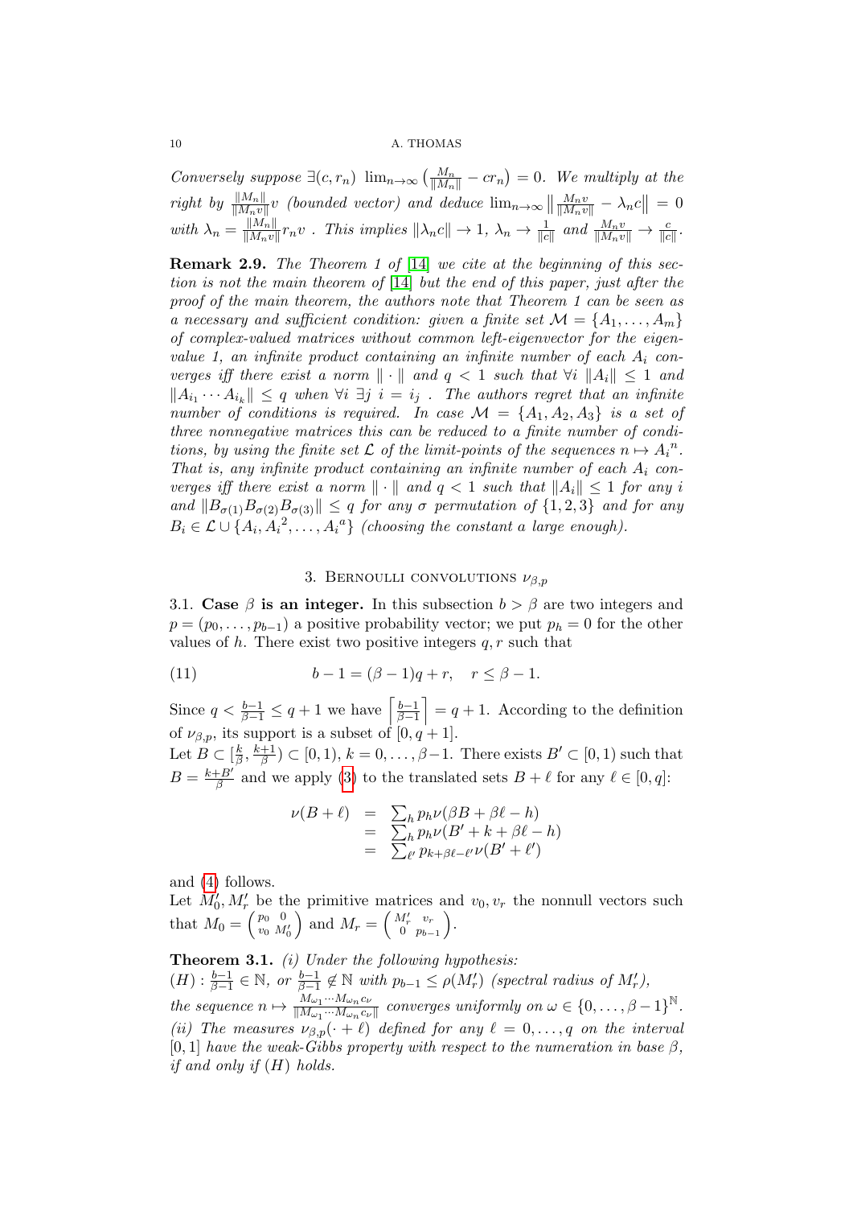*Conversely suppose* $\exists(c, r_n)$ $\lim_{n\to\infty}\left(\frac{M_n}{\|M_n\|} - cr_n\right) = 0$. *We multiply at the right by* $\frac{\|M_n\|}{\|M_n v\|}v$ *(bounded vector) and deduce* $\lim_{n\to\infty}\left\|\frac{M_n v}{\|M_n v\|} - \lambda_n c\right\| = 0$ *with* $\lambda_n = \frac{\|M_n\|}{\|M_n v\|}r_n v$ *. This implies* $\|\lambda_n c\| \to 1$*,* $\lambda_n \to \frac{1}{\|c\|}$ *and* $\frac{M_n v}{\|M_n v\|} \to \frac{c}{\|c\|}$*.*

**Remark 2.9.** *The Theorem 1 of [14] we cite at the beginning of this section is not the main theorem of [14] but the end of this paper, just after the proof of the main theorem, the authors note that Theorem 1 can be seen as a necessary and sufficient condition: given a finite set* $\mathcal{M} = \{A_1, \ldots, A_m\}$ *of complex-valued matrices without common left-eigenvector for the eigenvalue 1, an infinite product containing an infinite number of each* $A_i$ *converges iff there exist a norm* $\|\cdot\|$ *and* $q < 1$ *such that* $\forall i$ $\|A_i\| \le 1$ *and* $\|A_{i_1}\cdots A_{i_k}\| \le q$ *when* $\forall i$ $\exists j$ $i = i_j$ *. The authors regret that an infinite number of conditions is required. In case* $\mathcal{M} = \{A_1, A_2, A_3\}$ *is a set of three nonnegative matrices this can be reduced to a finite number of conditions, by using the finite set* $\mathcal{L}$ *of the limit-points of the sequences* $n \mapsto {A_i}^n$*. That is, any infinite product containing an infinite number of each* $A_i$ *converges iff there exist a norm* $\|\cdot\|$ *and* $q < 1$ *such that* $\|A_i\| \le 1$ *for any* $i$ *and* $\|B_{\sigma(1)}B_{\sigma(2)}B_{\sigma(3)}\| \le q$ *for any* $\sigma$ *permutation of* $\{1, 2, 3\}$ *and for any* $B_i \in \mathcal{L} \cup \{A_i, {A_i}^2, \ldots, {A_i}^a\}$ *(choosing the constant* $a$ *large enough).*

## 3. Bernoulli convolutions $\nu_{\beta,p}$

3.1. **Case $\beta$ is an integer.** In this subsection $b > \beta$ are two integers and $p = (p_0, \ldots, p_{b-1})$ a positive probability vector; we put $p_h = 0$ for the other values of $h$. There exist two positive integers $q, r$ such that

$$b - 1 = (\beta - 1)q + r, \quad r \le \beta - 1. \tag{11}$$

Since $q < \frac{b-1}{\beta-1} \le q + 1$ we have $\left\lceil \frac{b-1}{\beta-1} \right\rceil = q + 1$. According to the definition of $\nu_{\beta,p}$, its support is a subset of $[0, q + 1]$.

Let $B \subset [\frac{k}{\beta}, \frac{k+1}{\beta}) \subset [0, 1)$, $k = 0, \ldots, \beta - 1$. There exists $B' \subset [0, 1)$ such that $B = \frac{k+B'}{\beta}$ and we apply (3) to the translated sets $B + \ell$ for any $\ell \in [0, q]$:

$$\begin{aligned}
\nu(B + \ell) &= \textstyle\sum_h p_h \nu(\beta B + \beta\ell - h) \\
&= \textstyle\sum_h p_h \nu(B' + k + \beta\ell - h) \\
&= \textstyle\sum_{\ell'} p_{k+\beta\ell-\ell'} \nu(B' + \ell')
\end{aligned}$$

and (4) follows.

Let $M_0', M_r'$ be the primitive matrices and $v_0, v_r$ the nonnull vectors such that $M_0 = \begin{pmatrix} p_0 & 0 \\ v_0 & M_0' \end{pmatrix}$ and $M_r = \begin{pmatrix} M_r' & v_r \\ 0 & p_{b-1} \end{pmatrix}$.

**Theorem 3.1.** *(i) Under the following hypothesis:*
$(H)$ : $\frac{b-1}{\beta-1} \in \mathbb{N}$*, or* $\frac{b-1}{\beta-1} \notin \mathbb{N}$ *with* $p_{b-1} \le \rho(M_r')$ *(spectral radius of* $M_r'$*),*
*the sequence* $n \mapsto \frac{M_{\omega_1}\cdots M_{\omega_n} c_\nu}{\|M_{\omega_1}\cdots M_{\omega_n} c_\nu\|}$ *converges uniformly on* $\omega \in \{0, \ldots, \beta - 1\}^{\mathbb{N}}$*.*
*(ii) The measures* $\nu_{\beta,p}(\cdot + \ell)$ *defined for any* $\ell = 0, \ldots, q$ *on the interval* $[0, 1]$ *have the weak-Gibbs property with respect to the numeration in base* $\beta$*, if and only if* $(H)$ *holds.*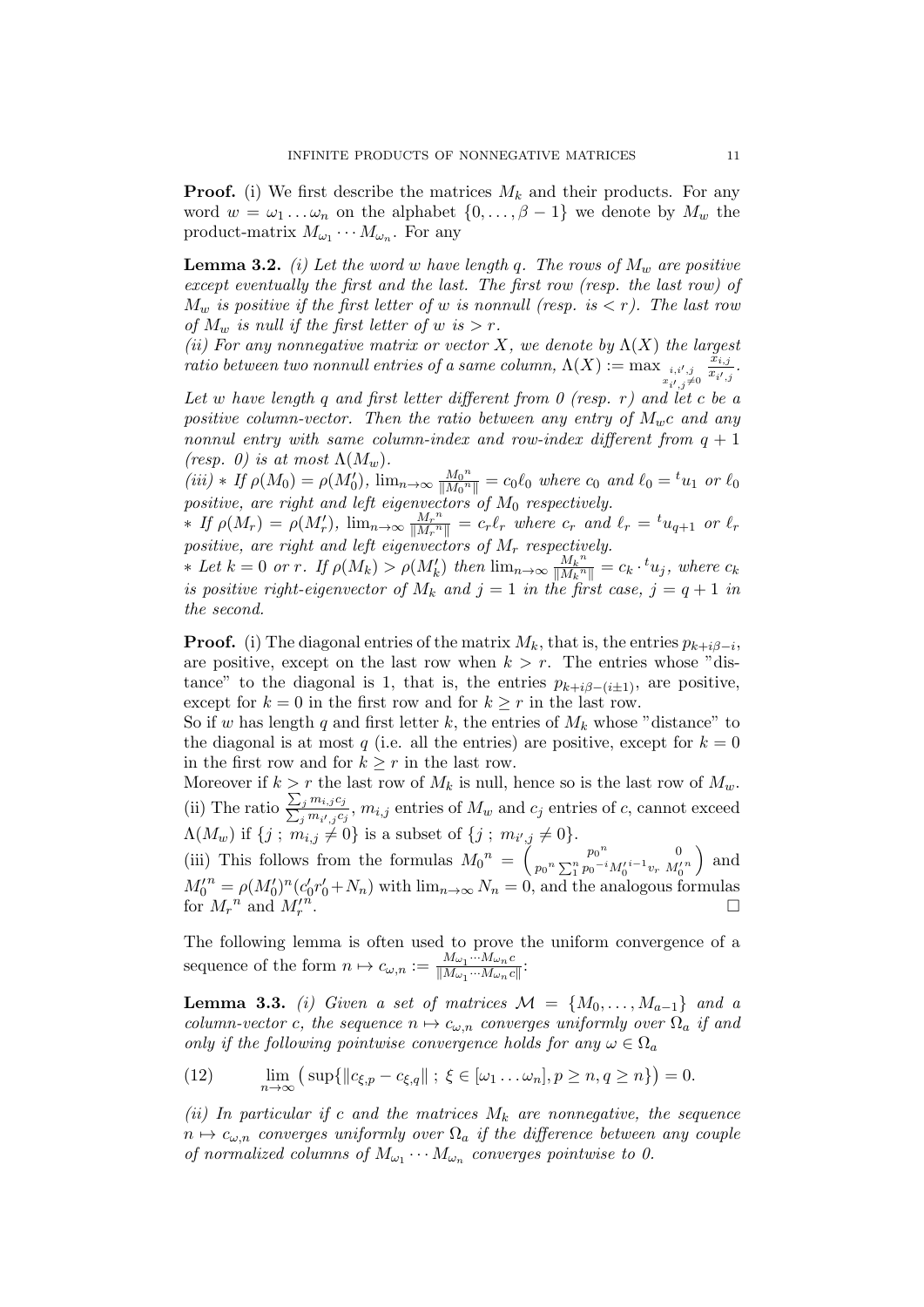**Proof.** (i) We first describe the matrices $M_k$ and their products. For any word $w = \omega_1 \dots \omega_n$ on the alphabet $\{0, \dots, \beta - 1\}$ we denote by $M_w$ the product-matrix $M_{\omega_1} \cdots M_{\omega_n}$. For any

**Lemma 3.2.** *(i) Let the word $w$ have length $q$. The rows of $M_w$ are positive except eventually the first and the last. The first row (resp. the last row) of $M_w$ is positive if the first letter of $w$ is nonnull (resp. is $< r$). The last row of $M_w$ is null if the first letter of $w$ is $> r$.*

*(ii) For any nonnegative matrix or vector $X$, we denote by $\Lambda(X)$ the largest ratio between two nonnull entries of a same column, $\Lambda(X) := \max_{\substack{i,i',j \\ x_{i',j} \neq 0}} \frac{x_{i,j}}{x_{i',j}}$.*

*Let $w$ have length $q$ and first letter different from 0 (resp. $r$) and let $c$ be a positive column-vector. Then the ratio between any entry of $M_w c$ and any nonnul entry with same column-index and row-index different from $q+1$ (resp. 0) is at most $\Lambda(M_w)$.*

*(iii) ∗ If $\rho(M_0) = \rho(M_0')$, $\lim_{n\to\infty} \frac{{M_0}^n}{\|{M_0}^n\|} = c_0 \ell_0$ where $c_0$ and $\ell_0 = {}^t u_1$ or $\ell_0$ positive, are right and left eigenvectors of $M_0$ respectively.*

*∗ If $\rho(M_r) = \rho(M_r')$, $\lim_{n\to\infty} \frac{{M_r}^n}{\|{M_r}^n\|} = c_r \ell_r$ where $c_r$ and $\ell_r = {}^t u_{q+1}$ or $\ell_r$ positive, are right and left eigenvectors of $M_r$ respectively.*

*∗ Let $k = 0$ or $r$. If $\rho(M_k) > \rho(M_k')$ then $\lim_{n\to\infty} \frac{{M_k}^n}{\|{M_k}^n\|} = c_k \cdot {}^t u_j$, where $c_k$ is positive right-eigenvector of $M_k$ and $j = 1$ in the first case, $j = q+1$ in the second.*

**Proof.** (i) The diagonal entries of the matrix $M_k$, that is, the entries $p_{k+i\beta-i}$, are positive, except on the last row when $k > r$. The entries whose "distance" to the diagonal is 1, that is, the entries $p_{k+i\beta-(i\pm1)}$, are positive, except for $k = 0$ in the first row and for $k \geq r$ in the last row.

So if $w$ has length $q$ and first letter $k$, the entries of $M_k$ whose "distance" to the diagonal is at most $q$ (i.e. all the entries) are positive, except for $k = 0$ in the first row and for $k \geq r$ in the last row.

Moreover if $k > r$ the last row of $M_k$ is null, hence so is the last row of $M_w$.

(ii) The ratio $\frac{\sum_j m_{i,j} c_j}{\sum_j m_{i',j} c_j}$, $m_{i,j}$ entries of $M_w$ and $c_j$ entries of $c$, cannot exceed $\Lambda(M_w)$ if $\{j \; ; \; m_{i,j} \neq 0\}$ is a subset of $\{j \; ; \; m_{i',j} \neq 0\}$.

(iii) This follows from the formulas ${M_0}^n = \begin{pmatrix} {p_0}^n & 0 \\ {p_0}^n \sum_1^n {p_0}^{-i} {M_0'}^{i-1} v_r & {M_0'}^n \end{pmatrix}$ and ${M_0'}^n = \rho(M_0')^n (c_0' r_0' + N_n)$ with $\lim_{n\to\infty} N_n = 0$, and the analogous formulas for ${M_r}^n$ and ${M_r'}^n$. $\square$

The following lemma is often used to prove the uniform convergence of a sequence of the form $n \mapsto c_{\omega,n} := \frac{M_{\omega_1} \cdots M_{\omega_n} c}{\|M_{\omega_1} \cdots M_{\omega_n} c\|}$:

**Lemma 3.3.** *(i) Given a set of matrices $\mathcal{M} = \{M_0, \dots, M_{a-1}\}$ and a column-vector $c$, the sequence $n \mapsto c_{\omega,n}$ converges uniformly over $\Omega_a$ if and only if the following pointwise convergence holds for any $\omega \in \Omega_a$*

$$\lim_{n\to\infty} \left( \sup\{\|c_{\xi,p} - c_{\xi,q}\| \; ; \; \xi \in [\omega_1 \dots \omega_n], p \geq n, q \geq n\} \right) = 0. \tag{12}$$

*(ii) In particular if $c$ and the matrices $M_k$ are nonnegative, the sequence $n \mapsto c_{\omega,n}$ converges uniformly over $\Omega_a$ if the difference between any couple of normalized columns of $M_{\omega_1} \cdots M_{\omega_n}$ converges pointwise to 0.*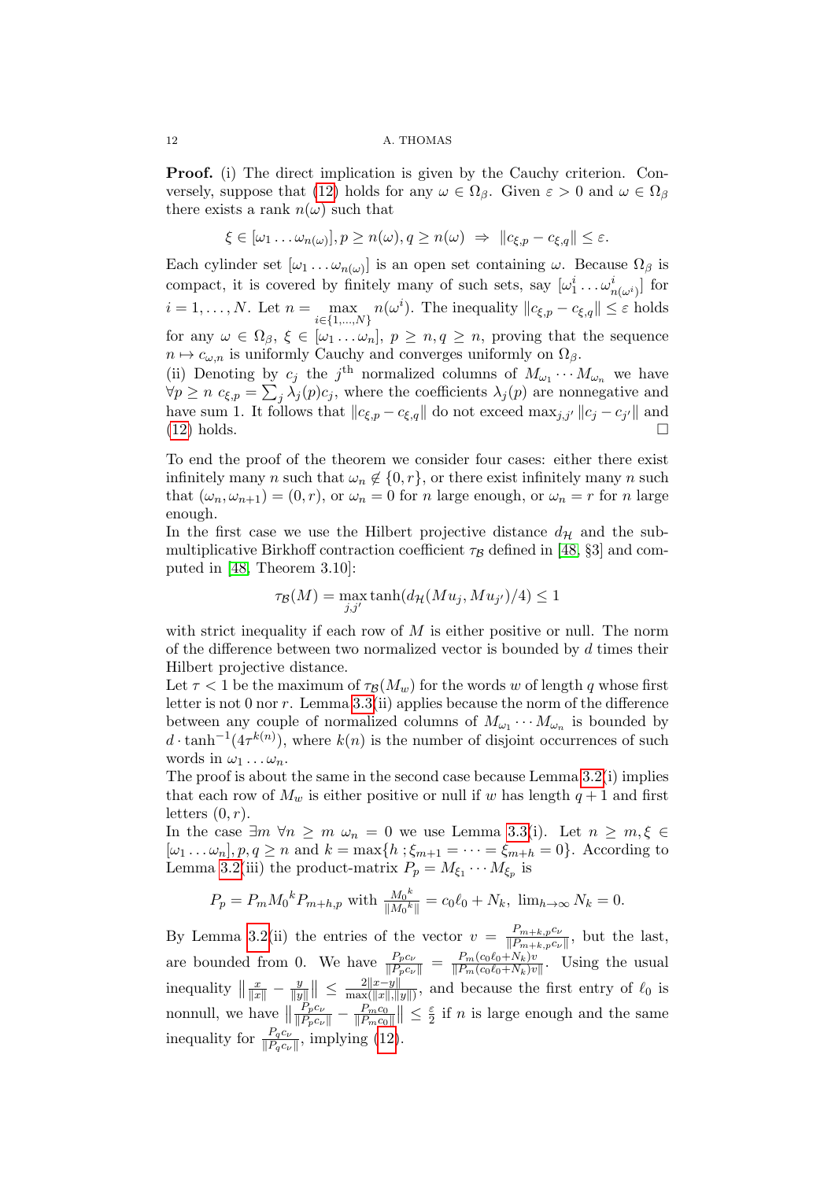**Proof.** (i) The direct implication is given by the Cauchy criterion. Conversely, suppose that (12) holds for any $\omega \in \Omega_\beta$. Given $\varepsilon > 0$ and $\omega \in \Omega_\beta$ there exists a rank $n(\omega)$ such that

$$\xi \in [\omega_1 \dots \omega_{n(\omega)}], p \geq n(\omega), q \geq n(\omega) \;\Rightarrow\; \|c_{\xi,p} - c_{\xi,q}\| \leq \varepsilon.$$

Each cylinder set $[\omega_1 \dots \omega_{n(\omega)}]$ is an open set containing $\omega$. Because $\Omega_\beta$ is compact, it is covered by finitely many of such sets, say $[\omega_1^i \dots \omega_{n(\omega^i)}^i]$ for $i = 1, \dots, N$. Let $n = \max_{i \in \{1,\dots,N\}} n(\omega^i)$. The inequality $\|c_{\xi,p} - c_{\xi,q}\| \leq \varepsilon$ holds for any $\omega \in \Omega_\beta$, $\xi \in [\omega_1 \dots \omega_n]$, $p \geq n, q \geq n$, proving that the sequence $n \mapsto c_{\omega,n}$ is uniformly Cauchy and converges uniformly on $\Omega_\beta$.
(ii) Denoting by $c_j$ the $j^{\text{th}}$ normalized columns of $M_{\omega_1} \cdots M_{\omega_n}$ we have $\forall p \geq n$ $c_{\xi,p} = \sum_j \lambda_j(p) c_j$, where the coefficients $\lambda_j(p)$ are nonnegative and have sum 1. It follows that $\|c_{\xi,p} - c_{\xi,q}\|$ do not exceed $\max_{j,j'} \|c_j - c_{j'}\|$ and (12) holds. $\square$

To end the proof of the theorem we consider four cases: either there exist infinitely many $n$ such that $\omega_n \notin \{0, r\}$, or there exist infinitely many $n$ such that $(\omega_n, \omega_{n+1}) = (0, r)$, or $\omega_n = 0$ for $n$ large enough, or $\omega_n = r$ for $n$ large enough.
In the first case we use the Hilbert projective distance $d_{\mathcal{H}}$ and the submultiplicative Birkhoff contraction coefficient $\tau_{\mathcal{B}}$ defined in [48, §3] and computed in [48, Theorem 3.10]:

$$\tau_{\mathcal{B}}(M) = \max_{j,j'} \tanh(d_{\mathcal{H}}(Mu_j, Mu_{j'})/4) \leq 1$$

with strict inequality if each row of $M$ is either positive or null. The norm of the difference between two normalized vector is bounded by $d$ times their Hilbert projective distance.
Let $\tau < 1$ be the maximum of $\tau_{\mathcal{B}}(M_w)$ for the words $w$ of length $q$ whose first letter is not 0 nor $r$. Lemma 3.3(ii) applies because the norm of the difference between any couple of normalized columns of $M_{\omega_1} \cdots M_{\omega_n}$ is bounded by $d \cdot \tanh^{-1}(4\tau^{k(n)})$, where $k(n)$ is the number of disjoint occurrences of such words in $\omega_1 \dots \omega_n$.
The proof is about the same in the second case because Lemma 3.2(i) implies that each row of $M_w$ is either positive or null if $w$ has length $q+1$ and first letters $(0, r)$.
In the case $\exists m \; \forall n \geq m \; \omega_n = 0$ we use Lemma 3.3(i). Let $n \geq m, \xi \in [\omega_1 \dots \omega_n], p, q \geq n$ and $k = \max\{h \,; \xi_{m+1} = \dots = \xi_{m+h} = 0\}$. According to Lemma 3.2(iii) the product-matrix $P_p = M_{\xi_1} \cdots M_{\xi_p}$ is

$$P_p = P_m {M_0}^k P_{m+h,p} \text{ with } \tfrac{{M_0}^k}{\|{M_0}^k\|} = c_0 \ell_0 + N_k, \; \lim_{h \to \infty} N_k = 0.$$

By Lemma 3.2(ii) the entries of the vector $v = \frac{P_{m+k,p} c_\nu}{\|P_{m+k,p} c_\nu\|}$, but the last, are bounded from 0. We have $\frac{P_p c_\nu}{\|P_p c_\nu\|} = \frac{P_m (c_0 \ell_0 + N_k) v}{\|P_m (c_0 \ell_0 + N_k) v\|}$. Using the usual inequality $\left\| \frac{x}{\|x\|} - \frac{y}{\|y\|} \right\| \leq \frac{2\|x-y\|}{\max(\|x\|, \|y\|)}$, and because the first entry of $\ell_0$ is nonnull, we have $\left\| \frac{P_p c_\nu}{\|P_p c_\nu\|} - \frac{P_m c_0}{\|P_m c_0\|} \right\| \leq \frac{\varepsilon}{2}$ if $n$ is large enough and the same inequality for $\frac{P_q c_\nu}{\|P_q c_\nu\|}$, implying (12).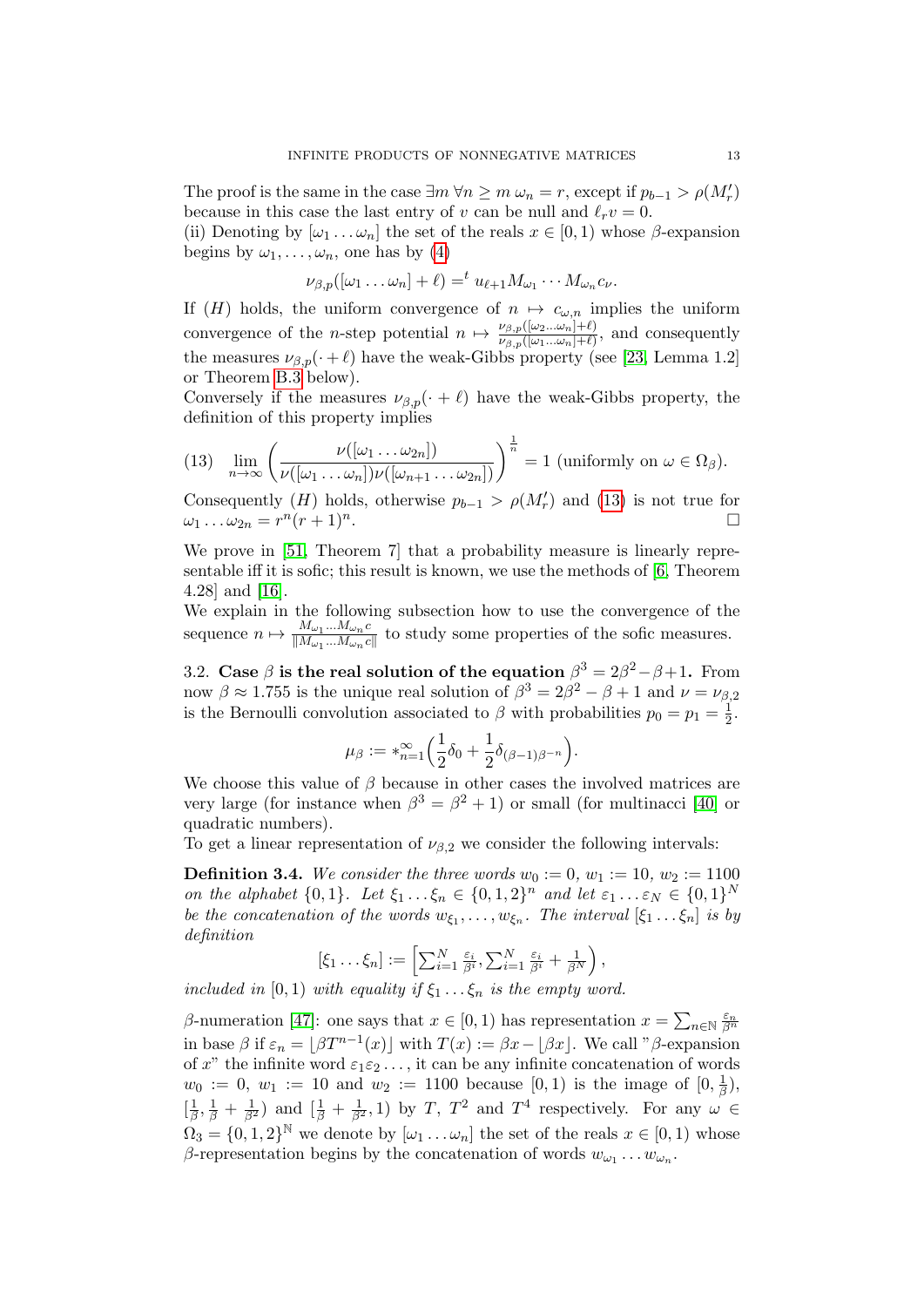The proof is the same in the case $\exists m\ \forall n \geq m\ \omega_n = r$, except if $p_{b-1} > \rho(M'_r)$ because in this case the last entry of $v$ can be null and $\ell_r v = 0$.
(ii) Denoting by $[\omega_1 \dots \omega_n]$ the set of the reals $x \in [0,1)$ whose $\beta$-expansion begins by $\omega_1, \dots, \omega_n$, one has by (4)

$$\nu_{\beta,p}([\omega_1 \dots \omega_n] + \ell) = {}^t u_{\ell+1} M_{\omega_1} \cdots M_{\omega_n} c_\nu.$$

If $(H)$ holds, the uniform convergence of $n \mapsto c_{\omega,n}$ implies the uniform convergence of the $n$-step potential $n \mapsto \frac{\nu_{\beta,p}([\omega_2 \dots \omega_n]+\ell)}{\nu_{\beta,p}([\omega_1 \dots \omega_n]+\ell)}$, and consequently the measures $\nu_{\beta,p}(\cdot + \ell)$ have the weak-Gibbs property (see [23, Lemma 1.2] or Theorem B.3 below).
Conversely if the measures $\nu_{\beta,p}(\cdot + \ell)$ have the weak-Gibbs property, the definition of this property implies

$$(13) \quad \lim_{n\to\infty} \left( \frac{\nu([\omega_1 \dots \omega_{2n}])}{\nu([\omega_1 \dots \omega_n])\nu([\omega_{n+1} \dots \omega_{2n}])} \right)^{\frac{1}{n}} = 1 \text{ (uniformly on } \omega \in \Omega_\beta).$$

Consequently $(H)$ holds, otherwise $p_{b-1} > \rho(M'_r)$ and (13) is not true for $\omega_1 \dots \omega_{2n} = r^n(r+1)^n$. □

We prove in [51, Theorem 7] that a probability measure is linearly representable iff it is sofic; this result is known, we use the methods of [6, Theorem 4.28] and [16].
We explain in the following subsection how to use the convergence of the sequence $n \mapsto \frac{M_{\omega_1} \dots M_{\omega_n} c}{\|M_{\omega_1} \dots M_{\omega_n} c\|}$ to study some properties of the sofic measures.

3.2. **Case $\beta$ is the real solution of the equation $\beta^3 = 2\beta^2 - \beta + 1$.** From now $\beta \approx 1.755$ is the unique real solution of $\beta^3 = 2\beta^2 - \beta + 1$ and $\nu = \nu_{\beta,2}$ is the Bernoulli convolution associated to $\beta$ with probabilities $p_0 = p_1 = \frac{1}{2}$.

$$\mu_\beta := *_{n=1}^\infty \Big( \frac{1}{2}\delta_0 + \frac{1}{2}\delta_{(\beta-1)\beta^{-n}} \Big).$$

We choose this value of $\beta$ because in other cases the involved matrices are very large (for instance when $\beta^3 = \beta^2 + 1$) or small (for multinacci [40] or quadratic numbers).
To get a linear representation of $\nu_{\beta,2}$ we consider the following intervals:

**Definition 3.4.** *We consider the three words $w_0 := 0$, $w_1 := 10$, $w_2 := 1100$ on the alphabet $\{0,1\}$. Let $\xi_1 \dots \xi_n \in \{0,1,2\}^n$ and let $\varepsilon_1 \dots \varepsilon_N \in \{0,1\}^N$ be the concatenation of the words $w_{\xi_1}, \dots, w_{\xi_n}$. The interval $[\xi_1 \dots \xi_n]$ is by definition*

$$[\xi_1 \dots \xi_n] := \Big[ \textstyle\sum_{i=1}^N \frac{\varepsilon_i}{\beta^i}, \sum_{i=1}^N \frac{\varepsilon_i}{\beta^i} + \frac{1}{\beta^N} \Big),$$

*included in $[0,1)$ with equality if $\xi_1 \dots \xi_n$ is the empty word.*

$\beta$-numeration [47]: one says that $x \in [0,1)$ has representation $x = \sum_{n\in\mathbb{N}} \frac{\varepsilon_n}{\beta^n}$ in base $\beta$ if $\varepsilon_n = \lfloor \beta T^{n-1}(x) \rfloor$ with $T(x) := \beta x - \lfloor \beta x \rfloor$. We call "$\beta$-expansion of $x$" the infinite word $\varepsilon_1\varepsilon_2\dots$, it can be any infinite concatenation of words $w_0 := 0$, $w_1 := 10$ and $w_2 := 1100$ because $[0,1)$ is the image of $[0, \frac{1}{\beta})$, $[\frac{1}{\beta}, \frac{1}{\beta} + \frac{1}{\beta^2})$ and $[\frac{1}{\beta} + \frac{1}{\beta^2}, 1)$ by $T$, $T^2$ and $T^4$ respectively. For any $\omega \in \Omega_3 = \{0,1,2\}^{\mathbb{N}}$ we denote by $[\omega_1 \dots \omega_n]$ the set of the reals $x \in [0,1)$ whose $\beta$-representation begins by the concatenation of words $w_{\omega_1} \dots w_{\omega_n}$.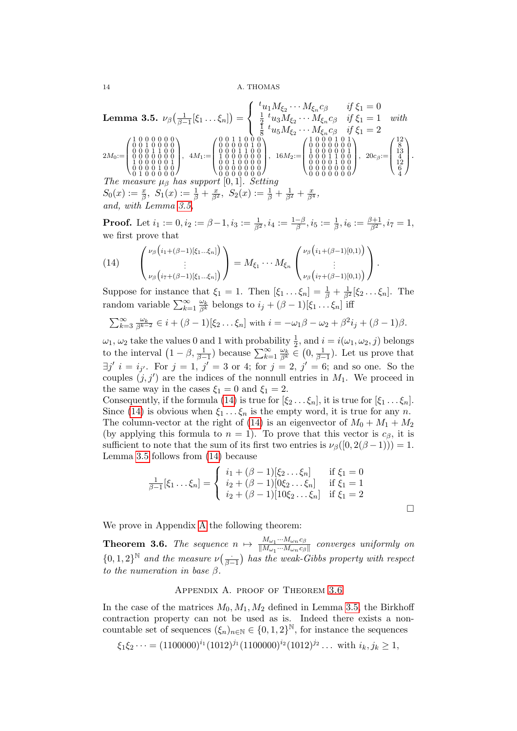**Lemma 3.5.** $\nu_\beta\big(\frac{1}{\beta-1}[\xi_1\dots\xi_n]\big) = \begin{cases} {}^t u_1 M_{\xi_2}\cdots M_{\xi_n} c_\beta & \text{if } \xi_1 = 0 \\ \frac{1}{2}\, {}^t u_3 M_{\xi_2}\cdots M_{\xi_n} c_\beta & \text{if } \xi_1 = 1 \\ \frac{1}{8}\, {}^t u_5 M_{\xi_2}\cdots M_{\xi_n} c_\beta & \text{if } \xi_1 = 2 \end{cases}$ *with*

$$2M_0 := \begin{pmatrix} 1&0&0&0&0&0&0\\ 0&0&1&0&0&0&0\\ 0&0&0&1&1&0&0\\ 0&0&0&0&0&0&0\\ 1&0&0&0&0&0&1\\ 0&0&0&0&1&0&0\\ 0&1&0&0&0&0&0 \end{pmatrix},\ 4M_1 := \begin{pmatrix} 0&0&1&1&0&0&0\\ 0&0&0&0&0&1&0\\ 0&0&0&1&1&0&0\\ 1&0&0&0&0&0&0\\ 0&0&1&0&0&0&0\\ 0&0&0&0&0&0&0\\ 0&0&0&0&0&0&0 \end{pmatrix},\ 16M_2 := \begin{pmatrix} 1&0&0&0&1&0&1\\ 0&0&0&0&0&0&0\\ 1&0&0&0&0&0&1\\ 0&0&0&1&1&0&0\\ 0&0&0&0&1&0&0\\ 0&0&0&0&0&0&0\\ 0&0&0&0&0&0&0 \end{pmatrix},\ 20c_\beta := \begin{pmatrix} 12\\ 8\\ 13\\ 4\\ 12\\ 6\\ 4 \end{pmatrix}.$$

*The measure $\mu_\beta$ has support $[0,1]$. Setting*
$S_0(x) := \frac{x}{\beta},\ S_1(x) := \frac{1}{\beta} + \frac{x}{\beta^2},\ S_2(x) := \frac{1}{\beta} + \frac{1}{\beta^2} + \frac{x}{\beta^4},$
*and, with Lemma 3.5,*

**Proof.** Let $i_1 := 0, i_2 := \beta-1, i_3 := \frac{1}{\beta^2}, i_4 := \frac{1-\beta}{\beta}, i_5 := \frac{1}{\beta}, i_6 := \frac{\beta+1}{\beta^2}, i_7 = 1$, we first prove that

$$\begin{pmatrix} \nu_\beta\big(i_1+(\beta-1)[\xi_1\dots\xi_n]\big) \\ \vdots \\ \nu_\beta\big(i_7+(\beta-1)[\xi_1\dots\xi_n]\big) \end{pmatrix} = M_{\xi_1}\cdots M_{\xi_n} \begin{pmatrix} \nu_\beta\big(i_1+(\beta-1)[0,1)\big) \\ \vdots \\ \nu_\beta\big(i_7+(\beta-1)[0,1)\big) \end{pmatrix}. \tag{14}$$

Suppose for instance that $\xi_1 = 1$. Then $[\xi_1\dots\xi_n] = \frac{1}{\beta} + \frac{1}{\beta^2}[\xi_2\dots\xi_n]$. The random variable $\sum_{k=1}^\infty \frac{\omega_k}{\beta^k}$ belongs to $i_j + (\beta-1)[\xi_1\dots\xi_n]$ iff

$\sum_{k=3}^\infty \frac{\omega_k}{\beta^{k-2}} \in i + (\beta-1)[\xi_2\dots\xi_n]$ with $i = -\omega_1\beta - \omega_2 + \beta^2 i_j + (\beta-1)\beta$.

$\omega_1, \omega_2$ take the values 0 and 1 with probability $\frac{1}{2}$, and $i = i(\omega_1,\omega_2,j)$ belongs to the interval $\big(1-\beta, \frac{1}{\beta-1}\big)$ because $\sum_{k=1}^\infty \frac{\omega_k}{\beta^k} \in \big(0, \frac{1}{\beta-1}\big)$. Let us prove that $\exists j'\ i = i_{j'}$. For $j=1$, $j'=3$ or $4$; for $j=2$, $j'=6$; and so one. So the couples $(j,j')$ are the indices of the nonnull entries in $M_1$. We proceed in the same way in the cases $\xi_1 = 0$ and $\xi_1 = 2$.

Consequently, if the formula (14) is true for $[\xi_2\dots\xi_n]$, it is true for $[\xi_1\dots\xi_n]$. Since (14) is obvious when $\xi_1\dots\xi_n$ is the empty word, it is true for any $n$. The column-vector at the right of (14) is an eigenvector of $M_0+M_1+M_2$ (by applying this formula to $n=1$). To prove that this vector is $c_\beta$, it is sufficient to note that the sum of its first two entries is $\nu_\beta([0,2(\beta-1))) = 1$. Lemma 3.5 follows from (14) because

$$\tfrac{1}{\beta-1}[\xi_1\dots\xi_n] = \begin{cases} i_1 + (\beta-1)[\xi_2\dots\xi_n] & \text{if } \xi_1 = 0 \\ i_2 + (\beta-1)[0\xi_2\dots\xi_n] & \text{if } \xi_1 = 1 \\ i_2 + (\beta-1)[10\xi_2\dots\xi_n] & \text{if } \xi_1 = 2 \end{cases}$$

□

We prove in Appendix A the following theorem:

**Theorem 3.6.** *The sequence $n \mapsto \frac{M_{\omega_1}\cdots M_{\omega_n} c_\beta}{\|M_{\omega_1}\cdots M_{\omega_n} c_\beta\|}$ converges uniformly on $\{0,1,2\}^{\mathbb{N}}$ and the measure $\nu\big(\frac{\cdot}{\beta-1}\big)$ has the weak-Gibbs property with respect to the numeration in base $\beta$.*

## Appendix A. proof of Theorem 3.6

In the case of the matrices $M_0, M_1, M_2$ defined in Lemma 3.5, the Birkhoff contraction property can not be used as is. Indeed there exists a noncountable set of sequences $(\xi_n)_{n\in\mathbb{N}} \in \{0,1,2\}^{\mathbb{N}}$, for instance the sequences

$$\xi_1\xi_2\dots = (1100000)^{i_1}(1012)^{j_1}(1100000)^{i_2}(1012)^{j_2}\dots \text{ with } i_k, j_k \geq 1,$$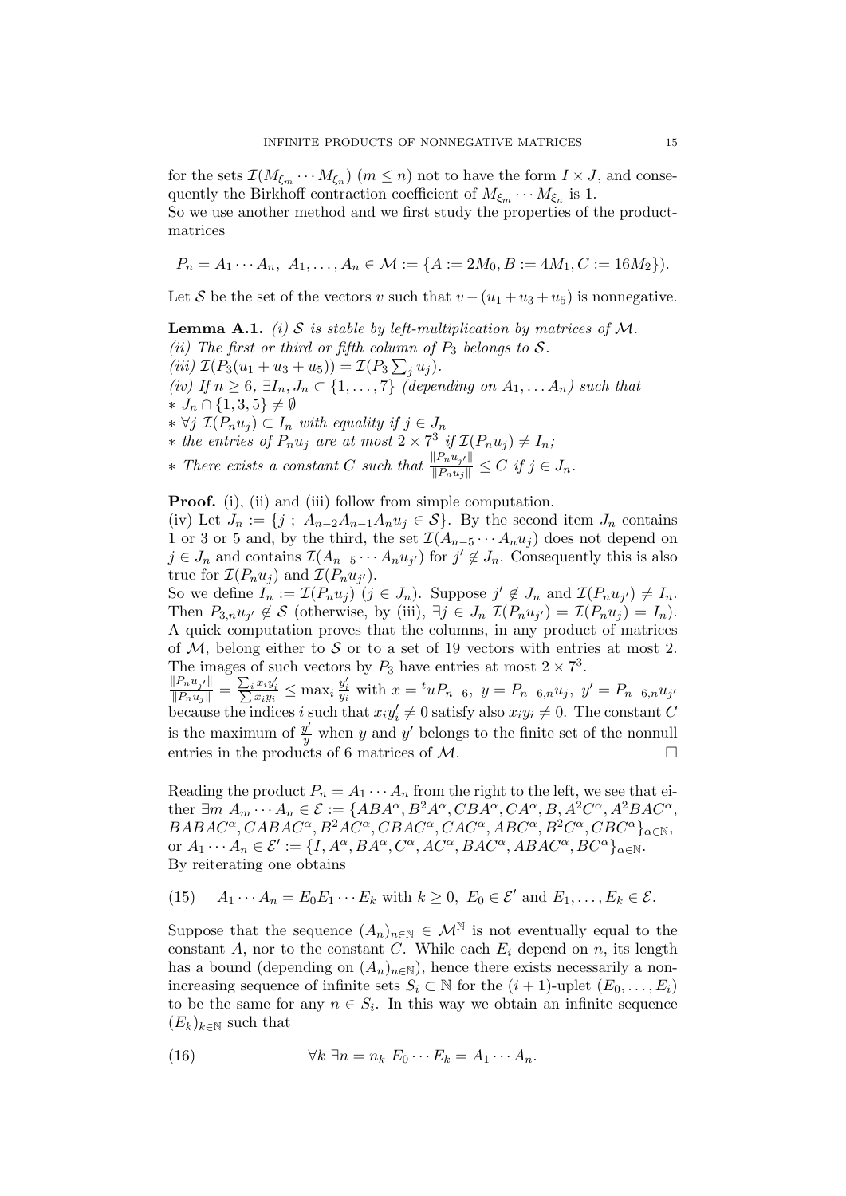for the sets $\mathcal{I}(M_{\xi_m}\cdots M_{\xi_n})$ ($m \le n$) not to have the form $I \times J$, and consequently the Birkhoff contraction coefficient of $M_{\xi_m}\cdots M_{\xi_n}$ is 1.
So we use another method and we first study the properties of the product-matrices

$$P_n = A_1 \cdots A_n,\ A_1, \dots, A_n \in \mathcal{M} := \{A := 2M_0, B := 4M_1, C := 16M_2\}).$$

Let $\mathcal{S}$ be the set of the vectors $v$ such that $v - (u_1 + u_3 + u_5)$ is nonnegative.

**Lemma A.1.** *(i) $\mathcal{S}$ is stable by left-multiplication by matrices of $\mathcal{M}$.*
*(ii) The first or third or fifth column of $P_3$ belongs to $\mathcal{S}$.*
*(iii) $\mathcal{I}(P_3(u_1 + u_3 + u_5)) = \mathcal{I}(P_3 \sum_j u_j)$.*
*(iv) If $n \ge 6$, $\exists I_n, J_n \subset \{1, \dots, 7\}$ (depending on $A_1, \dots A_n$) such that*
* $J_n \cap \{1, 3, 5\} \neq \emptyset$
* $\forall j\ \mathcal{I}(P_n u_j) \subset I_n$ with equality if $j \in J_n$
* the entries of $P_n u_j$ are at most $2 \times 7^3$ if $\mathcal{I}(P_n u_j) \neq I_n$;
* There exists a constant $C$ such that $\frac{\|P_n u_{j'}\|}{\|P_n u_j\|} \le C$ if $j \in J_n$.

**Proof.** (i), (ii) and (iii) follow from simple computation.
(iv) Let $J_n := \{j\ ;\ A_{n-2}A_{n-1}A_n u_j \in \mathcal{S}\}$. By the second item $J_n$ contains 1 or 3 or 5 and, by the third, the set $\mathcal{I}(A_{n-5}\cdots A_n u_j)$ does not depend on $j \in J_n$ and contains $\mathcal{I}(A_{n-5}\cdots A_n u_{j'})$ for $j' \notin J_n$. Consequently this is also true for $\mathcal{I}(P_n u_j)$ and $\mathcal{I}(P_n u_{j'})$.
So we define $I_n := \mathcal{I}(P_n u_j)$ ($j \in J_n$). Suppose $j' \notin J_n$ and $\mathcal{I}(P_n u_{j'}) \neq I_n$. Then $P_{3,n} u_{j'} \notin \mathcal{S}$ (otherwise, by (iii), $\exists j \in J_n\ \mathcal{I}(P_n u_{j'}) = \mathcal{I}(P_n u_j) = I_n$). A quick computation proves that the columns, in any product of matrices of $\mathcal{M}$, belong either to $\mathcal{S}$ or to a set of 19 vectors with entries at most 2. The images of such vectors by $P_3$ have entries at most $2 \times 7^3$.
$\frac{\|P_n u_{j'}\|}{\|P_n u_j\|} = \frac{\sum_i x_i y'_i}{\sum x_i y_i} \le \max_i \frac{y'_i}{y_i}$ with $x = {}^t u P_{n-6},\ y = P_{n-6,n} u_j,\ y' = P_{n-6,n} u_{j'}$ because the indices $i$ such that $x_i y'_i \neq 0$ satisfy also $x_i y_i \neq 0$. The constant $C$ is the maximum of $\frac{y'}{y}$ when $y$ and $y'$ belongs to the finite set of the nonnull entries in the products of 6 matrices of $\mathcal{M}$. $\square$

Reading the product $P_n = A_1 \cdots A_n$ from the right to the left, we see that either $\exists m\ A_m \cdots A_n \in \mathcal{E} := \{ABA^\alpha, B^2A^\alpha, CBA^\alpha, CA^\alpha, B, A^2C^\alpha, A^2BAC^\alpha, BABAC^\alpha, CABAC^\alpha, B^2AC^\alpha, CBAC^\alpha, CAC^\alpha, ABC^\alpha, B^2C^\alpha, CBC^\alpha\}_{\alpha \in \mathbb{N}}$, or $A_1 \cdots A_n \in \mathcal{E}' := \{I, A^\alpha, BA^\alpha, C^\alpha, AC^\alpha, BAC^\alpha, ABAC^\alpha, BC^\alpha\}_{\alpha \in \mathbb{N}}$.
By reiterating one obtains

$$(15)\qquad A_1 \cdots A_n = E_0 E_1 \cdots E_k \text{ with } k \ge 0,\ E_0 \in \mathcal{E}' \text{ and } E_1, \dots, E_k \in \mathcal{E}.$$

Suppose that the sequence $(A_n)_{n \in \mathbb{N}} \in \mathcal{M}^{\mathbb{N}}$ is not eventually equal to the constant $A$, nor to the constant $C$. While each $E_i$ depend on $n$, its length has a bound (depending on $(A_n)_{n \in \mathbb{N}}$), hence there exists necessarily a nonincreasing sequence of infinite sets $S_i \subset \mathbb{N}$ for the $(i+1)$-uplet $(E_0, \dots, E_i)$ to be the same for any $n \in S_i$. In this way we obtain an infinite sequence $(E_k)_{k \in \mathbb{N}}$ such that

$$(16)\qquad \forall k\ \exists n = n_k\ E_0 \cdots E_k = A_1 \cdots A_n.$$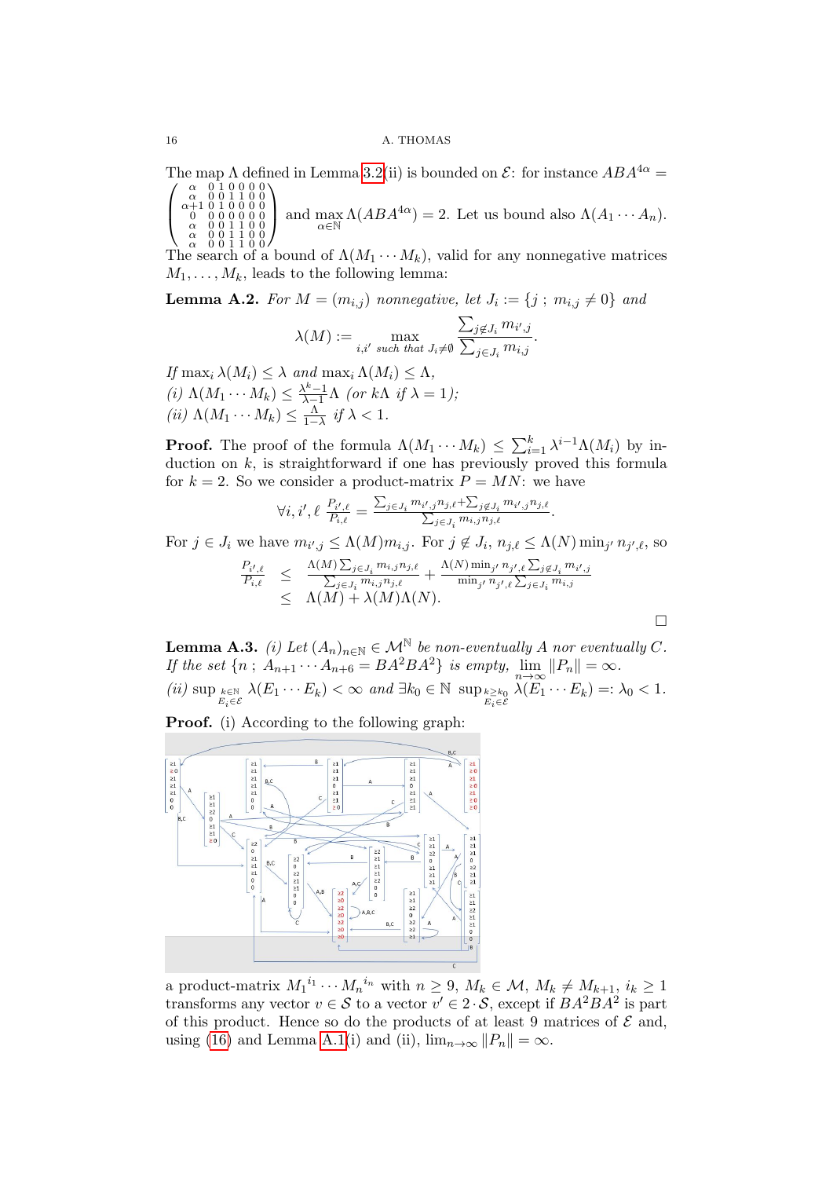The map $\Lambda$ defined in Lemma 3.2(ii) is bounded on $\mathcal{E}$: for instance $ABA^{4\alpha} = \begin{pmatrix} \alpha & 0\,1\,0\,0\,0\,0 \\ \alpha & 0\,0\,1\,1\,0\,0 \\ \alpha+1 & 0\,1\,0\,0\,0\,0 \\ 0 & 0\,0\,0\,0\,0\,0 \\ \alpha & 0\,0\,1\,1\,0\,0 \\ \alpha & 0\,0\,1\,1\,0\,0 \\ \alpha & 0\,0\,1\,1\,0\,0 \end{pmatrix}$ and $\max_{\alpha\in\mathbb{N}} \Lambda(ABA^{4\alpha}) = 2$. Let us bound also $\Lambda(A_1 \cdots A_n)$.

The search of a bound of $\Lambda(M_1 \cdots M_k)$, valid for any nonnegative matrices $M_1, \ldots, M_k$, leads to the following lemma:

**Lemma A.2.** *For $M = (m_{i,j})$ nonnegative, let $J_i := \{j \,;\, m_{i,j} \neq 0\}$ and*

$$\lambda(M) := \max_{i,i' \text{ such that } J_i \neq \emptyset} \frac{\sum_{j \notin J_i} m_{i',j}}{\sum_{j\in J_i} m_{i,j}}.$$

*If $\max_i \lambda(M_i) \leq \lambda$ and $\max_i \Lambda(M_i) \leq \Lambda$,*
*(i) $\Lambda(M_1 \cdots M_k) \leq \frac{\lambda^k - 1}{\lambda - 1}\Lambda$ (or $k\Lambda$ if $\lambda = 1$);*
*(ii) $\Lambda(M_1 \cdots M_k) \leq \frac{\Lambda}{1-\lambda}$ if $\lambda < 1$.*

**Proof.** The proof of the formula $\Lambda(M_1 \cdots M_k) \leq \sum_{i=1}^k \lambda^{i-1}\Lambda(M_i)$ by induction on $k$, is straightforward if one has previously proved this formula for $k = 2$. So we consider a product-matrix $P = MN$: we have

$$\forall i, i', \ell \;\; \frac{P_{i',\ell}}{P_{i,\ell}} = \frac{\sum_{j\in J_i} m_{i',j} n_{j,\ell} + \sum_{j\notin J_i} m_{i',j} n_{j,\ell}}{\sum_{j\in J_i} m_{i,j} n_{j,\ell}}.$$

For $j \in J_i$ we have $m_{i',j} \leq \Lambda(M) m_{i,j}$. For $j \notin J_i$, $n_{j,\ell} \leq \Lambda(N) \min_{j'} n_{j',\ell}$, so

$$\begin{aligned} \frac{P_{i',\ell}}{P_{i,\ell}} &\leq \frac{\Lambda(M) \sum_{j\in J_i} m_{i,j} n_{j,\ell}}{\sum_{j\in J_i} m_{i,j} n_{j,\ell}} + \frac{\Lambda(N) \min_{j'} n_{j',\ell} \sum_{j\notin J_i} m_{i',j}}{\min_{j'} n_{j',\ell} \sum_{j\in J_i} m_{i,j}} \\ &\leq \Lambda(M) + \lambda(M)\Lambda(N). \end{aligned}$$

$\square$

**Lemma A.3.** *(i) Let $(A_n)_{n\in\mathbb{N}} \in \mathcal{M}^{\mathbb{N}}$ be non-eventually $A$ nor eventually $C$. If the set $\{n \,;\, A_{n+1} \cdots A_{n+6} = BA^2BA^2\}$ is empty, $\lim_{n\to\infty} \|P_n\| = \infty$.*
*(ii) $\sup_{\substack{k\in\mathbb{N} \\ E_i \in \mathcal{E}}} \lambda(E_1 \cdots E_k) < \infty$ and $\exists k_0 \in \mathbb{N}$ $\sup_{\substack{k\geq k_0 \\ E_i\in\mathcal{E}}} \lambda(E_1 \cdots E_k) =: \lambda_0 < 1$.*

**Proof.** (i) According to the following graph:

a product-matrix $M_1{}^{i_1} \cdots M_n{}^{i_n}$ with $n \geq 9$, $M_k \in \mathcal{M}$, $M_k \neq M_{k+1}$, $i_k \geq 1$ transforms any vector $v \in \mathcal{S}$ to a vector $v' \in 2 \cdot \mathcal{S}$, except if $BA^2BA^2$ is part of this product. Hence so do the products of at least 9 matrices of $\mathcal{E}$ and, using (16) and Lemma A.1(i) and (ii), $\lim_{n\to\infty} \|P_n\| = \infty$.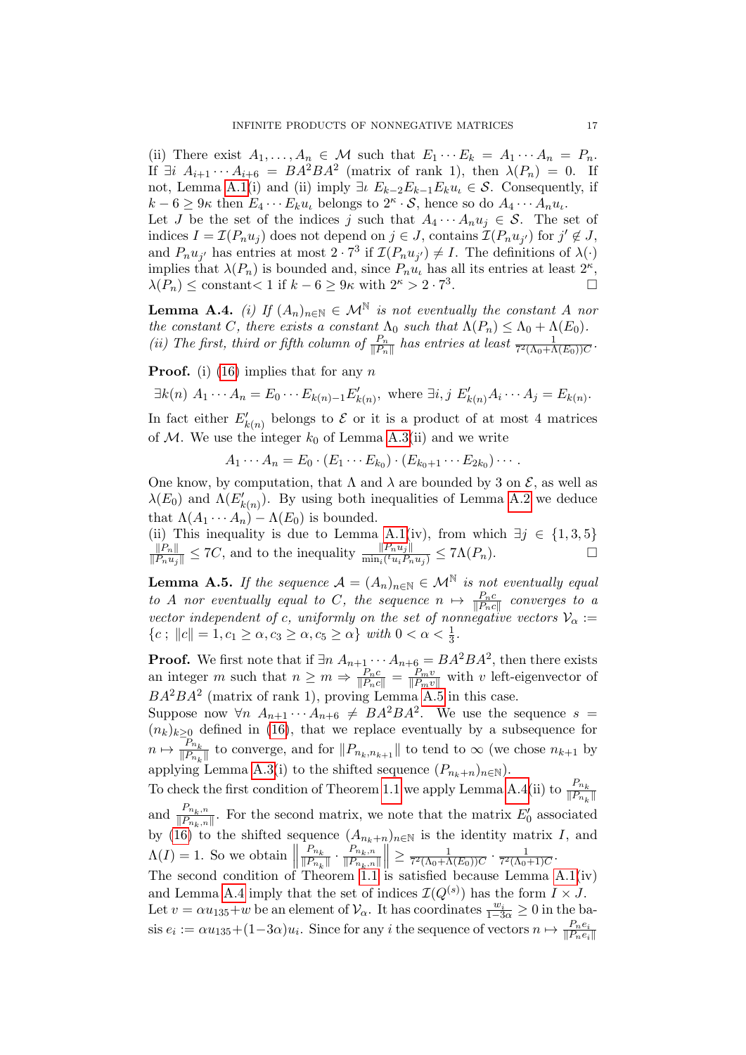(ii) There exist $A_1, \dots, A_n \in \mathcal{M}$ such that $E_1 \cdots E_k = A_1 \cdots A_n = P_n$. If $\exists i \ A_{i+1} \cdots A_{i+6} = BA^2BA^2$ (matrix of rank 1), then $\lambda(P_n) = 0$. If not, Lemma A.1(i) and (ii) imply $\exists \iota \ E_{k-2}E_{k-1}E_k u_\iota \in \mathcal{S}$. Consequently, if $k - 6 \geq 9\kappa$ then $E_4 \cdots E_k u_\iota$ belongs to $2^\kappa \cdot \mathcal{S}$, hence so do $A_4 \cdots A_n u_\iota$.
Let $J$ be the set of the indices $j$ such that $A_4 \cdots A_n u_j \in \mathcal{S}$. The set of indices $I = \mathcal{I}(P_n u_j)$ does not depend on $j \in J$, contains $\mathcal{I}(P_n u_{j'})$ for $j' \notin J$, and $P_n u_{j'}$ has entries at most $2 \cdot 7^3$ if $\mathcal{I}(P_n u_{j'}) \neq I$. The definitions of $\lambda(\cdot)$ implies that $\lambda(P_n)$ is bounded and, since $P_n u_\iota$ has all its entries at least $2^\kappa$, $\lambda(P_n) \leq$ constant$< 1$ if $k - 6 \geq 9\kappa$ with $2^\kappa > 2 \cdot 7^3$. $\square$

**Lemma A.4.** *(i) If $(A_n)_{n\in\mathbb{N}} \in \mathcal{M}^{\mathbb{N}}$ is not eventually the constant $A$ nor the constant $C$, there exists a constant $\Lambda_0$ such that $\Lambda(P_n) \leq \Lambda_0 + \Lambda(E_0)$.*
*(ii) The first, third or fifth column of $\frac{P_n}{\|P_n\|}$ has entries at least $\frac{1}{7^2(\Lambda_0+\Lambda(E_0))C}$.*

**Proof.** (i) (16) implies that for any $n$

$$\exists k(n) \ A_1 \cdots A_n = E_0 \cdots E_{k(n)-1} E'_{k(n)}, \text{ where } \exists i, j \ E'_{k(n)} A_i \cdots A_j = E_{k(n)}.$$

In fact either $E'_{k(n)}$ belongs to $\mathcal{E}$ or it is a product of at most 4 matrices of $\mathcal{M}$. We use the integer $k_0$ of Lemma A.3(ii) and we write

$$A_1 \cdots A_n = E_0 \cdot (E_1 \cdots E_{k_0}) \cdot (E_{k_0+1} \cdots E_{2k_0}) \cdots .$$

One know, by computation, that $\Lambda$ and $\lambda$ are bounded by 3 on $\mathcal{E}$, as well as $\lambda(E_0)$ and $\Lambda(E'_{k(n)})$. By using both inequalities of Lemma A.2 we deduce that $\Lambda(A_1 \cdots A_n) - \Lambda(E_0)$ is bounded.
(ii) This inequality is due to Lemma A.1(iv), from which $\exists j \in \{1, 3, 5\}$ $\frac{\|P_n\|}{\|P_n u_j\|} \leq 7C$, and to the inequality $\frac{\|P_n u_j\|}{\min_i({}^t u_i P_n u_j)} \leq 7\Lambda(P_n)$. $\square$

**Lemma A.5.** *If the sequence $\mathcal{A} = (A_n)_{n\in\mathbb{N}} \in \mathcal{M}^{\mathbb{N}}$ is not eventually equal to $A$ nor eventually equal to $C$, the sequence $n \mapsto \frac{P_n c}{\|P_n c\|}$ converges to a vector independent of $c$, uniformly on the set of nonnegative vectors $\mathcal{V}_\alpha := \{c \,;\, \|c\| = 1, c_1 \geq \alpha, c_3 \geq \alpha, c_5 \geq \alpha\}$ with $0 < \alpha < \frac{1}{3}$.*

**Proof.** We first note that if $\exists n \ A_{n+1} \cdots A_{n+6} = BA^2BA^2$, then there exists an integer $m$ such that $n \geq m \Rightarrow \frac{P_n c}{\|P_n c\|} = \frac{P_m v}{\|P_m v\|}$ with $v$ left-eigenvector of $BA^2BA^2$ (matrix of rank 1), proving Lemma A.5 in this case.
Suppose now $\forall n \ A_{n+1} \cdots A_{n+6} \neq BA^2BA^2$. We use the sequence $s = (n_k)_{k\geq 0}$ defined in (16), that we replace eventually by a subsequence for $n \mapsto \frac{P_{n_k}}{\|P_{n_k}\|}$ to converge, and for $\|P_{n_k,n_{k+1}}\|$ to tend to $\infty$ (we chose $n_{k+1}$ by applying Lemma A.3(i) to the shifted sequence $(P_{n_k+n})_{n\in\mathbb{N}}$).
To check the first condition of Theorem 1.1 we apply Lemma A.4(ii) to $\frac{P_{n_k}}{\|P_{n_k}\|}$ and $\frac{P_{n_k,n}}{\|P_{n_k,n}\|}$. For the second matrix, we note that the matrix $E'_0$ associated by (16) to the shifted sequence $(A_{n_k+n})_{n\in\mathbb{N}}$ is the identity matrix $I$, and $\Lambda(I) = 1$. So we obtain $\left\| \frac{P_{n_k}}{\|P_{n_k}\|} \cdot \frac{P_{n_k,n}}{\|P_{n_k,n}\|} \right\| \geq \frac{1}{7^2(\Lambda_0+\Lambda(E_0))C} \cdot \frac{1}{7^2(\Lambda_0+1)C}$.
The second condition of Theorem 1.1 is satisfied because Lemma A.1(iv) and Lemma A.4 imply that the set of indices $\mathcal{I}(Q^{(s)})$ has the form $I \times J$.
Let $v = \alpha u_{135} + w$ be an element of $\mathcal{V}_\alpha$. It has coordinates $\frac{w_i}{1-3\alpha} \geq 0$ in the basis $e_i := \alpha u_{135} + (1-3\alpha) u_i$. Since for any $i$ the sequence of vectors $n \mapsto \frac{P_n e_i}{\|P_n e_i\|}$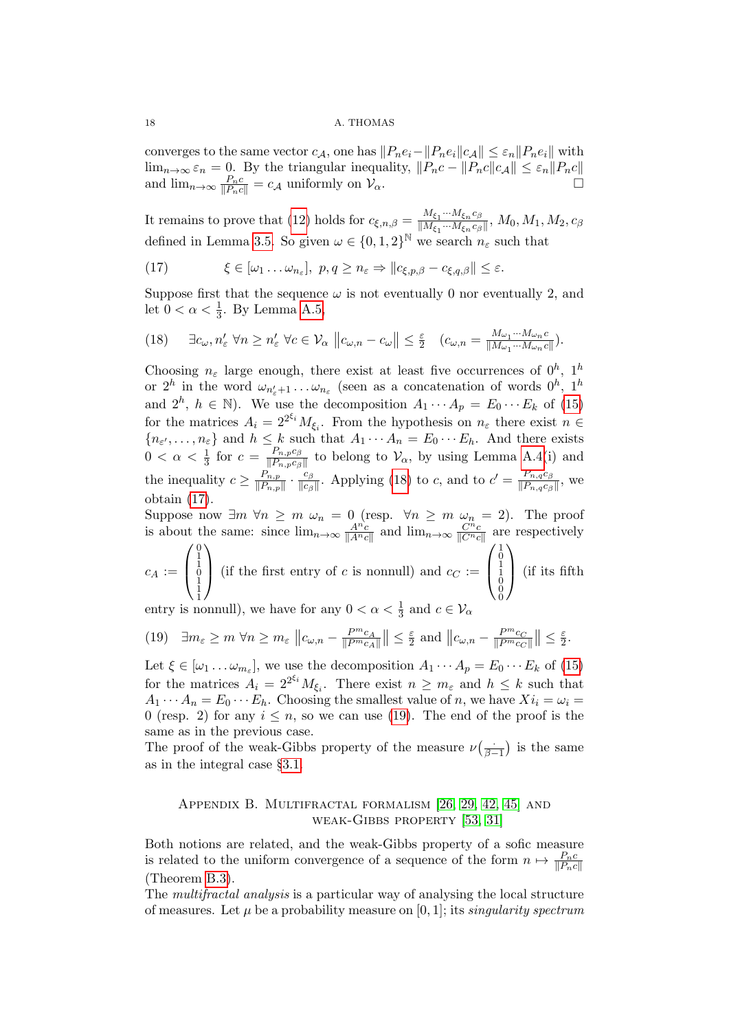converges to the same vector $c_{\mathcal{A}}$, one has $\|P_n e_i - \|P_n e_i\| c_{\mathcal{A}}\| \leq \varepsilon_n \|P_n e_i\|$ with $\lim_{n\to\infty} \varepsilon_n = 0$. By the triangular inequality, $\|P_n c - \|P_n c\| c_{\mathcal{A}}\| \leq \varepsilon_n \|P_n c\|$ and $\lim_{n\to\infty} \frac{P_n c}{\|P_n c\|} = c_{\mathcal{A}}$ uniformly on $\mathcal{V}_\alpha$. □

It remains to prove that (12) holds for $c_{\xi,n,\beta} = \frac{M_{\xi_1}\cdots M_{\xi_n} c_\beta}{\|M_{\xi_1}\cdots M_{\xi_n} c_\beta\|}$, $M_0, M_1, M_2, c_\beta$ defined in Lemma 3.5. So given $\omega \in \{0,1,2\}^{\mathbb{N}}$ we search $n_\varepsilon$ such that

$$\xi \in [\omega_1 \ldots \omega_{n_\varepsilon}],\ p,q \geq n_\varepsilon \Rightarrow \|c_{\xi,p,\beta} - c_{\xi,q,\beta}\| \leq \varepsilon. \tag{17}$$

Suppose first that the sequence $\omega$ is not eventually 0 nor eventually 2, and let $0 < \alpha < \frac{1}{3}$. By Lemma A.5,

$$\exists c_\omega, n'_\varepsilon\ \forall n \geq n'_\varepsilon\ \forall c \in \mathcal{V}_\alpha\ \left\|c_{\omega,n} - c_\omega\right\| \leq \tfrac{\varepsilon}{2} \quad \left(c_{\omega,n} = \tfrac{M_{\omega_1}\cdots M_{\omega_n} c}{\|M_{\omega_1}\cdots M_{\omega_n} c\|}\right). \tag{18}$$

Choosing $n_\varepsilon$ large enough, there exist at least five occurrences of $0^h$, $1^h$ or $2^h$ in the word $\omega_{n'_\varepsilon+1}\ldots\omega_{n_\varepsilon}$ (seen as a concatenation of words $0^h$, $1^h$ and $2^h$, $h \in \mathbb{N}$). We use the decomposition $A_1 \cdots A_p = E_0 \cdots E_k$ of (15) for the matrices $A_i = 2^{2^{\xi_i}} M_{\xi_i}$. From the hypothesis on $n_\varepsilon$ there exist $n \in \{n_{\varepsilon'}, \ldots, n_\varepsilon\}$ and $h \leq k$ such that $A_1 \cdots A_n = E_0 \cdots E_h$. And there exists $0 < \alpha < \frac{1}{3}$ for $c = \frac{P_{n,p} c_\beta}{\|P_{n,p} c_\beta\|}$ to belong to $\mathcal{V}_\alpha$, by using Lemma A.4(i) and the inequality $c \geq \frac{P_{n,p}}{\|P_{n,p}\|} \cdot \frac{c_\beta}{\|c_\beta\|}$. Applying (18) to $c$, and to $c' = \frac{P_{n,q} c_\beta}{\|P_{n,q} c_\beta\|}$, we obtain (17).

Suppose now $\exists m\ \forall n \geq m\ \omega_n = 0$ (resp. $\forall n \geq m\ \omega_n = 2$). The proof is about the same: since $\lim_{n\to\infty} \frac{A^n c}{\|A^n c\|}$ and $\lim_{n\to\infty} \frac{C^n c}{\|C^n c\|}$ are respectively $c_A := \begin{pmatrix}0\\1\\1\\0\\1\\1\\1\end{pmatrix}$ (if the first entry of $c$ is nonnull) and $c_C := \begin{pmatrix}1\\0\\1\\1\\0\\0\\0\end{pmatrix}$ (if its fifth entry is nonnull), we have for any $0 < \alpha < \frac{1}{3}$ and $c \in \mathcal{V}_\alpha$

$$\exists m_\varepsilon \geq m\ \forall n \geq m_\varepsilon\ \left\|c_{\omega,n} - \tfrac{P^m c_A}{\|P^m c_A\|}\right\| \leq \tfrac{\varepsilon}{2} \text{ and } \left\|c_{\omega,n} - \tfrac{P^m c_C}{\|P^m c_C\|}\right\| \leq \tfrac{\varepsilon}{2}. \tag{19}$$

Let $\xi \in [\omega_1 \ldots \omega_{m_\varepsilon}]$, we use the decomposition $A_1 \cdots A_p = E_0 \cdots E_k$ of (15) for the matrices $A_i = 2^{2^{\xi_i}} M_{\xi_i}$. There exist $n \geq m_\varepsilon$ and $h \leq k$ such that $A_1 \cdots A_n = E_0 \cdots E_h$. Choosing the smallest value of $n$, we have $Xi_i = \omega_i = 0$ (resp. 2) for any $i \leq n$, so we can use (19). The end of the proof is the same as in the previous case.

The proof of the weak-Gibbs property of the measure $\nu\left(\frac{\cdot}{\beta-1}\right)$ is the same as in the integral case §3.1.

## Appendix B. Multifractal formalism [26, 29, 42, 45] and weak-Gibbs property [53, 31]

Both notions are related, and the weak-Gibbs property of a sofic measure is related to the uniform convergence of a sequence of the form $n \mapsto \frac{P_n c}{\|P_n c\|}$ (Theorem B.3).

The *multifractal analysis* is a particular way of analysing the local structure of measures. Let $\mu$ be a probability measure on $[0,1]$; its *singularity spectrum*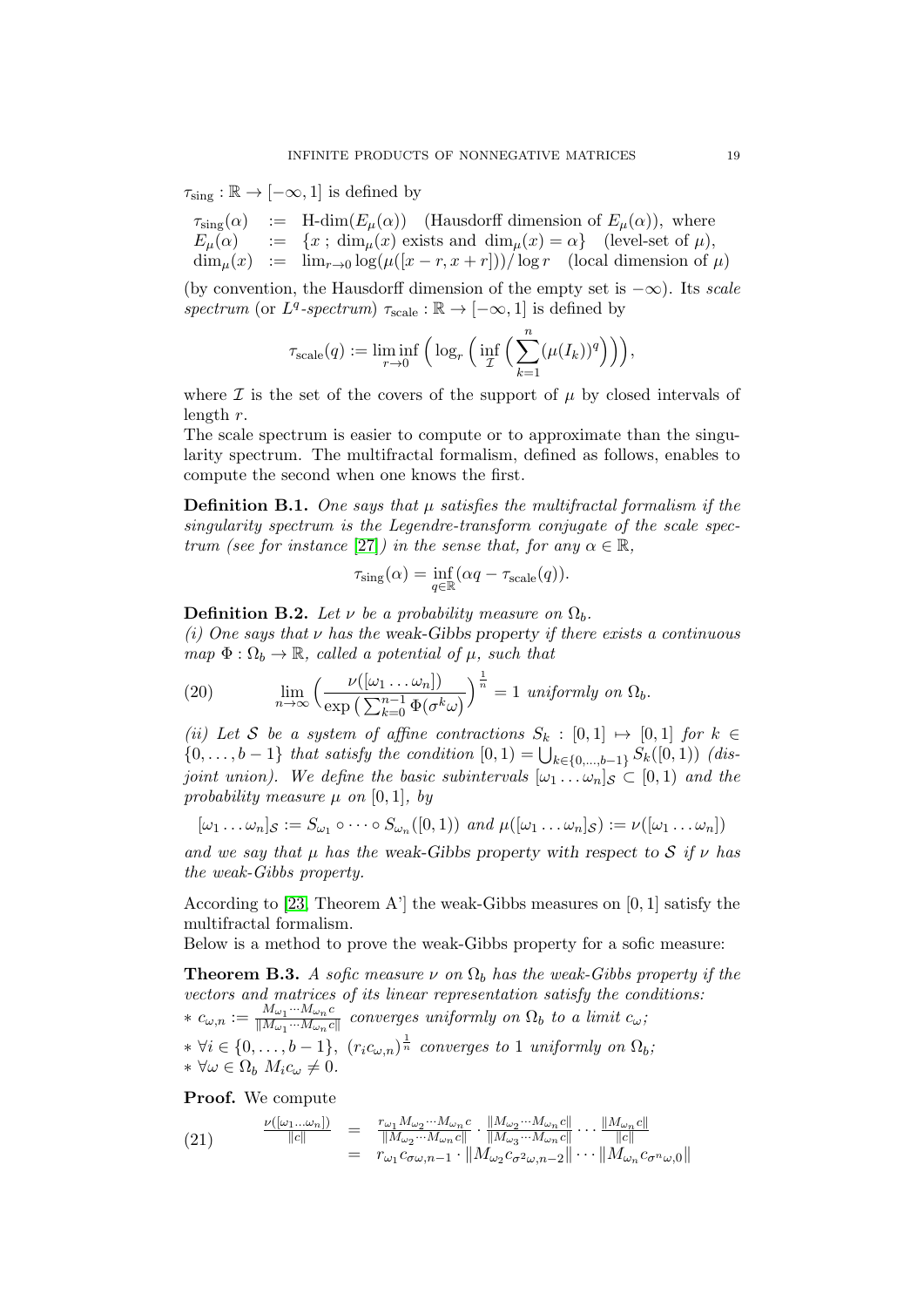$\tau_{\rm sing} : \mathbb{R} \to [-\infty, 1]$ is defined by

$$
\begin{array}{lll}
\tau_{\rm sing}(\alpha) & := & \text{H-dim}(E_\mu(\alpha)) \quad \text{(Hausdorff dimension of } E_\mu(\alpha)), \text{ where} \\
E_\mu(\alpha) & := & \{x \,;\, \dim_\mu(x) \text{ exists and } \dim_\mu(x) = \alpha\} \quad \text{(level-set of } \mu), \\
\dim_\mu(x) & := & \lim_{r\to 0} \log(\mu([x-r, x+r]))/\log r \quad \text{(local dimension of } \mu)
\end{array}
$$

(by convention, the Hausdorff dimension of the empty set is $-\infty$). Its *scale spectrum* (or *$L^q$-spectrum*) $\tau_{\rm scale} : \mathbb{R} \to [-\infty, 1]$ is defined by

$$
\tau_{\rm scale}(q) := \liminf_{r\to 0} \Big( \log_r \Big( \inf_{\mathcal{I}} \Big( \sum_{k=1}^{n} (\mu(I_k))^q \Big) \Big) \Big),
$$

where $\mathcal{I}$ is the set of the covers of the support of $\mu$ by closed intervals of length $r$.

The scale spectrum is easier to compute or to approximate than the singularity spectrum. The multifractal formalism, defined as follows, enables to compute the second when one knows the first.

**Definition B.1.** *One says that $\mu$ satisfies the multifractal formalism if the singularity spectrum is the Legendre-transform conjugate of the scale spectrum (see for instance [27]) in the sense that, for any $\alpha \in \mathbb{R}$,*

$$
\tau_{\rm sing}(\alpha) = \inf_{q\in\mathbb{R}} (\alpha q - \tau_{\rm scale}(q)).
$$

**Definition B.2.** *Let $\nu$ be a probability measure on $\Omega_b$.*

*(i) One says that $\nu$ has the* weak-Gibbs property *if there exists a continuous map $\Phi : \Omega_b \to \mathbb{R}$, called a potential of $\mu$, such that*

$$
\lim_{n\to\infty} \Big( \frac{\nu([\omega_1 \dots \omega_n])}{\exp\big(\sum_{k=0}^{n-1} \Phi(\sigma^k\omega)\big)} \Big)^{\frac{1}{n}} = 1 \text{ uniformly on } \Omega_b. \tag{20}
$$

*(ii) Let $\mathcal{S}$ be a system of affine contractions $S_k : [0,1] \mapsto [0,1]$ for $k \in \{0, \dots, b-1\}$ that satisfy the condition $[0,1) = \bigcup_{k\in\{0,\dots,b-1\}} S_k([0,1))$ (disjoint union). We define the basic subintervals $[\omega_1 \dots \omega_n]_{\mathcal{S}} \subset [0,1)$ and the probability measure $\mu$ on $[0,1]$, by*

$$
[\omega_1 \dots \omega_n]_{\mathcal{S}} := S_{\omega_1} \circ \dots \circ S_{\omega_n}([0,1)) \text{ and } \mu([\omega_1 \dots \omega_n]_{\mathcal{S}}) := \nu([\omega_1 \dots \omega_n])
$$

*and we say that $\mu$ has the* weak-Gibbs property with respect to $\mathcal{S}$ *if $\nu$ has the weak-Gibbs property.*

According to [23, Theorem A'] the weak-Gibbs measures on $[0,1]$ satisfy the multifractal formalism.

Below is a method to prove the weak-Gibbs property for a sofic measure:

**Theorem B.3.** *A sofic measure $\nu$ on $\Omega_b$ has the weak-Gibbs property if the vectors and matrices of its linear representation satisfy the conditions:*

* *$c_{\omega,n} := \frac{M_{\omega_1}\cdots M_{\omega_n} c}{\|M_{\omega_1}\cdots M_{\omega_n} c\|}$ converges uniformly on $\Omega_b$ to a limit $c_\omega$;*
* *$\forall i \in \{0, \dots, b-1\}$, $(r_i c_{\omega,n})^{\frac{1}{n}}$ converges to 1 uniformly on $\Omega_b$;*
* *$\forall \omega \in \Omega_b$ $M_i c_\omega \neq 0$.*

**Proof.** We compute

$$
\begin{array}{lll}
\frac{\nu([\omega_1\dots\omega_n])}{\|c\|} & = & \frac{r_{\omega_1} M_{\omega_2}\cdots M_{\omega_n} c}{\|M_{\omega_2}\cdots M_{\omega_n} c\|} \cdot \frac{\|M_{\omega_2}\cdots M_{\omega_n} c\|}{\|M_{\omega_3}\cdots M_{\omega_n} c\|} \cdots \frac{\|M_{\omega_n} c\|}{\|c\|} \\
& = & r_{\omega_1} c_{\sigma\omega, n-1} \cdot \|M_{\omega_2} c_{\sigma^2\omega, n-2}\| \cdots \|M_{\omega_n} c_{\sigma^n\omega, 0}\|
\end{array} \tag{21}
$$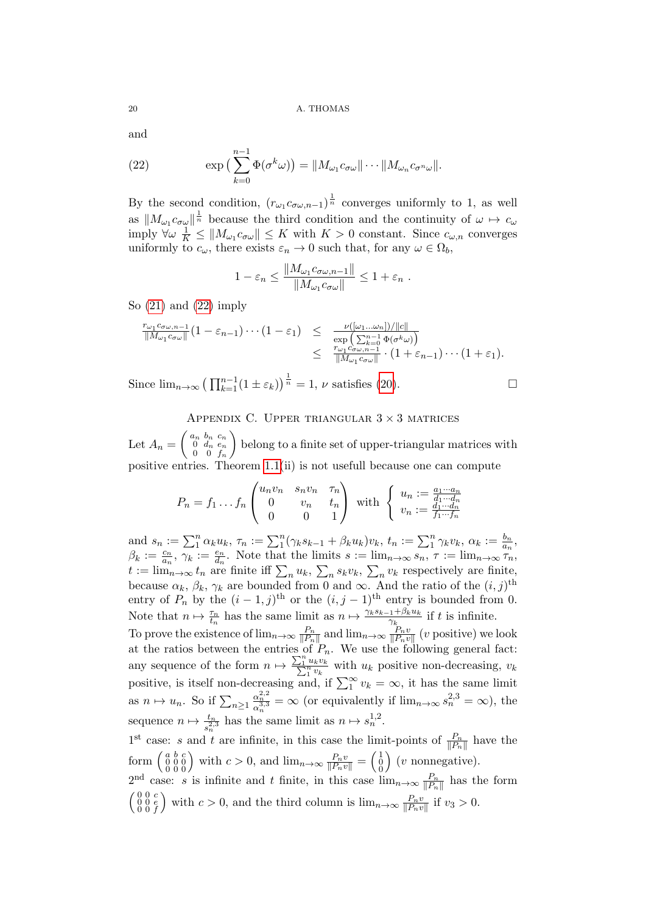and

$$\exp\big(\sum_{k=0}^{n-1}\Phi(\sigma^k\omega)\big) = \|M_{\omega_1}c_{\sigma\omega}\|\cdots\|M_{\omega_n}c_{\sigma^n\omega}\|. \tag{22}$$

By the second condition, $(r_{\omega_1}c_{\sigma\omega,n-1})^{\frac{1}{n}}$ converges uniformly to 1, as well as $\|M_{\omega_1}c_{\sigma\omega}\|^{\frac{1}{n}}$ because the third condition and the continuity of $\omega\mapsto c_\omega$ imply $\forall\omega\ \frac{1}{K}\le\|M_{\omega_1}c_{\sigma\omega}\|\le K$ with $K>0$ constant. Since $c_{\omega,n}$ converges uniformly to $c_\omega$, there exists $\varepsilon_n\to 0$ such that, for any $\omega\in\Omega_b$,

$$1-\varepsilon_n\le\frac{\|M_{\omega_1}c_{\sigma\omega,n-1}\|}{\|M_{\omega_1}c_{\sigma\omega}\|}\le 1+\varepsilon_n\ .$$

So (21) and (22) imply

$$\begin{array}{rcl}\frac{r_{\omega_1}c_{\sigma\omega,n-1}}{\|M_{\omega_1}c_{\sigma\omega}\|}(1-\varepsilon_{n-1})\cdots(1-\varepsilon_1) & \le & \frac{\nu([\omega_1\dots\omega_n])/\|c\|}{\exp\left(\sum_{k=0}^{n-1}\Phi(\sigma^k\omega)\right)}\\ & \le & \frac{r_{\omega_1}c_{\sigma\omega,n-1}}{\|M_{\omega_1}c_{\sigma\omega}\|}\cdot(1+\varepsilon_{n-1})\cdots(1+\varepsilon_1).\end{array}$$

Since $\lim_{n\to\infty}\big(\prod_{k=1}^{n-1}(1\pm\varepsilon_k)\big)^{\frac{1}{n}}=1$, $\nu$ satisfies (20). □

## Appendix C. Upper triangular $3\times 3$ matrices

Let $A_n=\begin{pmatrix}a_n & b_n & c_n\\ 0 & d_n & e_n\\ 0 & 0 & f_n\end{pmatrix}$ belong to a finite set of upper-triangular matrices with positive entries. Theorem 1.1(ii) is not usefull because one can compute

$$P_n=f_1\dots f_n\begin{pmatrix}u_nv_n & s_nv_n & \tau_n\\ 0 & v_n & t_n\\ 0 & 0 & 1\end{pmatrix}\ \text{with}\ \left\{\begin{array}{l}u_n:=\frac{a_1\cdots a_n}{d_1\cdots d_n}\\ v_n:=\frac{d_1\cdots d_n}{f_1\cdots f_n}\end{array}\right.$$

and $s_n:=\sum_1^n\alpha_ku_k$, $\tau_n:=\sum_1^n(\gamma_ks_{k-1}+\beta_ku_k)v_k$, $t_n:=\sum_1^n\gamma_kv_k$, $\alpha_k:=\frac{b_n}{a_n}$, $\beta_k:=\frac{c_n}{a_n}$, $\gamma_k:=\frac{e_n}{d_n}$. Note that the limits $s:=\lim_{n\to\infty}s_n$, $\tau:=\lim_{n\to\infty}\tau_n$, $t:=\lim_{n\to\infty}t_n$ are finite iff $\sum_nu_k$, $\sum_ns_kv_k$, $\sum_nv_k$ respectively are finite, because $\alpha_k$, $\beta_k$, $\gamma_k$ are bounded from 0 and $\infty$. And the ratio of the $(i,j)^{\text{th}}$ entry of $P_n$ by the $(i-1,j)^{\text{th}}$ or the $(i,j-1)^{\text{th}}$ entry is bounded from 0. Note that $n\mapsto\frac{\tau_n}{t_n}$ has the same limit as $n\mapsto\frac{\gamma_ks_{k-1}+\beta_ku_k}{\gamma_k}$ if $t$ is infinite.

To prove the existence of $\lim_{n\to\infty}\frac{P_n}{\|P_n\|}$ and $\lim_{n\to\infty}\frac{P_nv}{\|P_nv\|}$ ($v$ positive) we look at the ratios between the entries of $P_n$. We use the following general fact: any sequence of the form $n\mapsto\frac{\sum_1^nu_kv_k}{\sum_1^nv_k}$ with $u_k$ positive non-decreasing, $v_k$ positive, is itself non-decreasing and, if $\sum_1^\infty v_k=\infty$, it has the same limit as $n\mapsto u_n$. So if $\sum_{n\ge1}\frac{\alpha_n^{2,2}}{\alpha_n^{3,3}}=\infty$ (or equivalently if $\lim_{n\to\infty}s_n^{2,3}=\infty$), the sequence $n\mapsto\frac{t_n}{s_n^{2,3}}$ has the same limit as $n\mapsto s_n^{1,2}$.

1[st] case: $s$ and $t$ are infinite, in this case the limit-points of $\frac{P_n}{\|P_n\|}$ have the form $\left(\begin{smallmatrix}a & b & c\\ 0 & 0 & 0\\ 0 & 0 & 0\end{smallmatrix}\right)$ with $c>0$, and $\lim_{n\to\infty}\frac{P_nv}{\|P_nv\|}=\left(\begin{smallmatrix}1\\0\\0\end{smallmatrix}\right)$ ($v$ nonnegative).

2[nd] case: $s$ is infinite and $t$ finite, in this case $\lim_{n\to\infty}\frac{P_n}{\|P_n\|}$ has the form $\left(\begin{smallmatrix}0 & 0 & c\\ 0 & 0 & e\\ 0 & 0 & f\end{smallmatrix}\right)$ with $c>0$, and the third column is $\lim_{n\to\infty}\frac{P_nv}{\|P_nv\|}$ if $v_3>0$.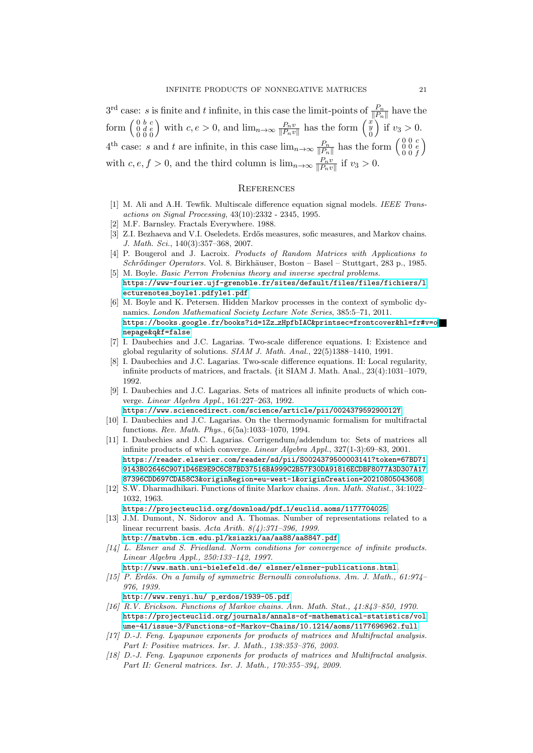3[rd] case: $s$ is finite and $t$ infinite, in this case the limit-points of $\frac{P_n}{\|P_n\|}$ have the form $\begin{pmatrix} 0 & b & c \\ 0 & d & e \\ 0 & 0 & 0 \end{pmatrix}$ with $c, e > 0$, and $\lim_{n\to\infty} \frac{P_n v}{\|P_n v\|}$ has the form $\begin{pmatrix} x \\ y \\ 0 \end{pmatrix}$ if $v_3 > 0$.

4[th] case: $s$ and $t$ are infinite, in this case $\lim_{n\to\infty} \frac{P_n}{\|P_n\|}$ has the form $\begin{pmatrix} 0 & 0 & c \\ 0 & 0 & e \\ 0 & 0 & f \end{pmatrix}$ with $c, e, f > 0$, and the third column is $\lim_{n\to\infty} \frac{P_n v}{\|P_n v\|}$ if $v_3 > 0$.

## References

[1] M. Ali and A.H. Tewfik. Multiscale difference equation signal models. *IEEE Transactions on Signal Processing*, 43(10):2332 - 2345, 1995.

[2] M.F. Barnsley. Fractals Everywhere. 1988.

[3] Z.I. Bezhaeva and V.I. Oseledets. Erdős measures, sofic measures, and Markov chains. *J. Math. Sci.*, 140(3):357–368, 2007.

[4] P. Bougerol and J. Lacroix. *Products of Random Matrices with Applications to Schrődinger Operators.* Vol. 8. Birkhäuser, Boston – Basel – Stuttgart, 283 p., 1985.

[5] M. Boyle. *Basic Perron Frobenius theory and inverse spectral problems.* https://www-fourier.ujf-grenoble.fr/sites/default/files/files/fichiers/lecturenotes_boyle1.pdfyle1.pdf

[6] M. Boyle and K. Petersen. Hidden Markov processes in the context of symbolic dynamics. *London Mathematical Society Lecture Note Series*, 385:5–71, 2011. https://books.google.fr/books?id=1Zz_zHpfbIAC&printsec=frontcover&hl=fr#v=onepage&q&f=false

[7] I. Daubechies and J.C. Lagarias. Two-scale difference equations. I: Existence and global regularity of solutions. *SIAM J. Math. Anal.*, 22(5)1388–1410, 1991.

[8] I. Daubechies and J.C. Lagarias. Two-scale difference equations. II: Local regularity, infinite products of matrices, and fractals. {it SIAM J. Math. Anal., 23(4):1031–1079, 1992.

[9] I. Daubechies and J.C. Lagarias. Sets of matrices all infinite products of which converge. *Linear Algebra Appl.*, 161:227–263, 1992. https://www.sciencedirect.com/science/article/pii/002437959290012Y

[10] I. Daubechies and J.C. Lagarias. On the thermodynamic formalism for multifractal functions. *Rev. Math. Phys.*, 6(5a):1033–1070, 1994.

[11] I. Daubechies and J.C. Lagarias. Corrigendum/addendum to: Sets of matrices all infinite products of which converge. *Linear Algebra Appl.*, 327(1-3):69–83, 2001. https://reader.elsevier.com/reader/sd/pii/S0024379500003141?token=67BD719143B02646C9071D46E9E9C6C87BD37516BA999C2B57F30DA91816ECDBF8077A3D307A1787396CDD697CDA58C3&originRegion=eu-west-1&originCreation=20210805043608

[12] S.W. Dharmadhikari. Functions of finite Markov chains. *Ann. Math. Statist.*, 34:1022–1032, 1963. https://projecteuclid.org/download/pdf_1/euclid.aoms/1177704025

[13] J.M. Dumont, N. Sidorov and A. Thomas. Number of representations related to a linear recurrent basis. *Acta Arith. 8(4):371–396, 1999.* http://matwbn.icm.edu.pl/ksiazki/aa/aa88/aa8847.pdf

*[14] L. Elsner and S. Friedland. Norm conditions for convergence of infinite products. Linear Algebra Appl., 250:133–142, 1997.* http://www.math.uni-bielefeld.de/ elsner/elsner-publications.html.

*[15] P. Erdös. On a family of symmetric Bernoulli convolutions. Am. J. Math., 61:974–976, 1939.* http://www.renyi.hu/ p_erdos/1939-05.pdf

*[16] R.V. Erickson. Functions of Markov chains. Ann. Math. Stat., 41:843–850, 1970.* https://projecteuclid.org/journals/annals-of-mathematical-statistics/volume-41/issue-3/Functions-of-Markov-Chains/10.1214/aoms/1177696962.full

*[17] D.-J. Feng. Lyapunov exponents for products of matrices and Multifractal analysis. Part I: Positive matrices. Isr. J. Math., 138:353–376, 2003.*

*[18] D.-J. Feng. Lyapunov exponents for products of matrices and Multifractal analysis. Part II: General matrices. Isr. J. Math., 170:355–394, 2009.*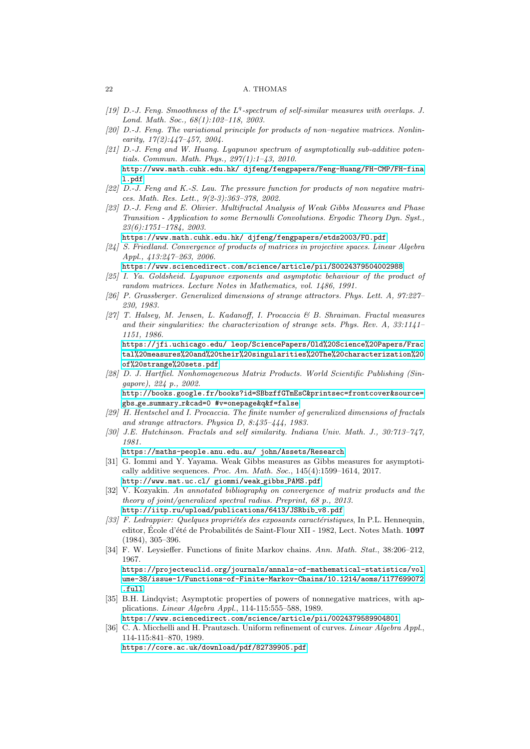[19] *D.-J. Feng. Smoothness of the $L^q$-spectrum of self-similar measures with overlaps. J. Lond. Math. Soc., 68(1):102–118, 2003.*

[20] *D.-J. Feng. The variational principle for products of non–negative matrices. Nonlinearity, 17(2):447–457, 2004.*

[21] *D.-J. Feng and W. Huang. Lyapunov spectrum of asymptotically sub-additive potentials. Commun. Math. Phys., 297(1):1–43, 2010.*
http://www.math.cuhk.edu.hk/ djfeng/fengpapers/Feng-Huang/FH-CMP/FH-final.pdf

[22] *D.-J. Feng and K.-S. Lau. The pressure function for products of non negative matrices. Math. Res. Lett., 9(2-3):363–378, 2002.*

[23] *D.-J. Feng and E. Olivier. Multifractal Analysis of Weak Gibbs Measures and Phase Transition - Application to some Bernoulli Convolutions. Ergodic Theory Dyn. Syst., 23(6):1751–1784, 2003.*
https://www.math.cuhk.edu.hk/ djfeng/fengpapers/etds2003/FO.pdf

[24] *S. Friedland. Convergence of products of matrices in projective spaces. Linear Algebra Appl., 413:247–263, 2006.*
https://www.sciencedirect.com/science/article/pii/S0024379504002988

[25] *I. Ya. Goldsheid. Lyapunov exponents and asymptotic behaviour of the product of random matrices. Lecture Notes in Mathematics, vol. 1486, 1991.*

[26] *P. Grassberger. Generalized dimensions of strange attractors. Phys. Lett. A, 97:227–230, 1983.*

[27] *T. Halsey, M. Jensen, L. Kadanoff, I. Procaccia & B. Shraiman. Fractal measures and their singularities: the characterization of strange sets. Phys. Rev. A, 33:1141–1151, 1986.*
https://jfi.uchicago.edu/ leop/SciencePapers/Old%20Science%20Papers/Fractal%20measures%20and%20their%20singularities%20The%20characterization%20of%20strange%20sets.pdf

[28] *D. J. Hartfiel. Nonhomogeneous Matrix Products. World Scientific Publishing (Singapore), 224 p., 2002.*
http://books.google.fr/books?id=SBbzffGTmEsC&printsec=frontcover&source=gbs_ge_summary_r&cad=0 #v=onepage&q&f=false

[29] *H. Hentschel and I. Procaccia. The finite number of generalized dimensions of fractals and strange attractors. Physica D, 8:435–444, 1983.*

[30] *J.E. Hutchinson. Fractals and self similarity. Indiana Univ. Math. J., 30:713–747, 1981.*
https://maths-people.anu.edu.au/ john/Assets/Research

[31] G. Iommi and Y. Yayama. Weak Gibbs measures as Gibbs measures for asymptotically additive sequences. *Proc. Am. Math. Soc.*, 145(4):1599–1614, 2017.
http://www.mat.uc.cl/ giommi/weak_gibbs_PAMS.pdf

[32] V. Kozyakin. *An annotated bibliography on convergence of matrix products and the theory of joint/generalized spectral radius. Preprint, 68 p., 2013.*
http://iitp.ru/upload/publications/6413/JSRbib_v8.pdf

[33] *F. Ledrappier: Quelques propriétés des exposants caractéristiques*, In P.L. Hennequin, editor, École d'été de Probabilités de Saint-Flour XII - 1982, Lect. Notes Math. **1097** (1984), 305–396.

[34] F. W. Leysieffer. Functions of finite Markov chains. *Ann. Math. Stat.*, 38:206–212, 1967.
https://projecteuclid.org/journals/annals-of-mathematical-statistics/volume-38/issue-1/Functions-of-Finite-Markov-Chains/10.1214/aoms/1177699072.full

[35] B.H. Lindqvist; Asymptotic properties of powers of nonnegative matrices, with applications. *Linear Algebra Appl.*, 114-115:555–588, 1989.
https://www.sciencedirect.com/science/article/pii/0024379589904801

[36] C. A. Micchelli and H. Prautzsch. Uniform refinement of curves. *Linear Algebra Appl.*, 114-115:841–870, 1989.
https://core.ac.uk/download/pdf/82739905.pdf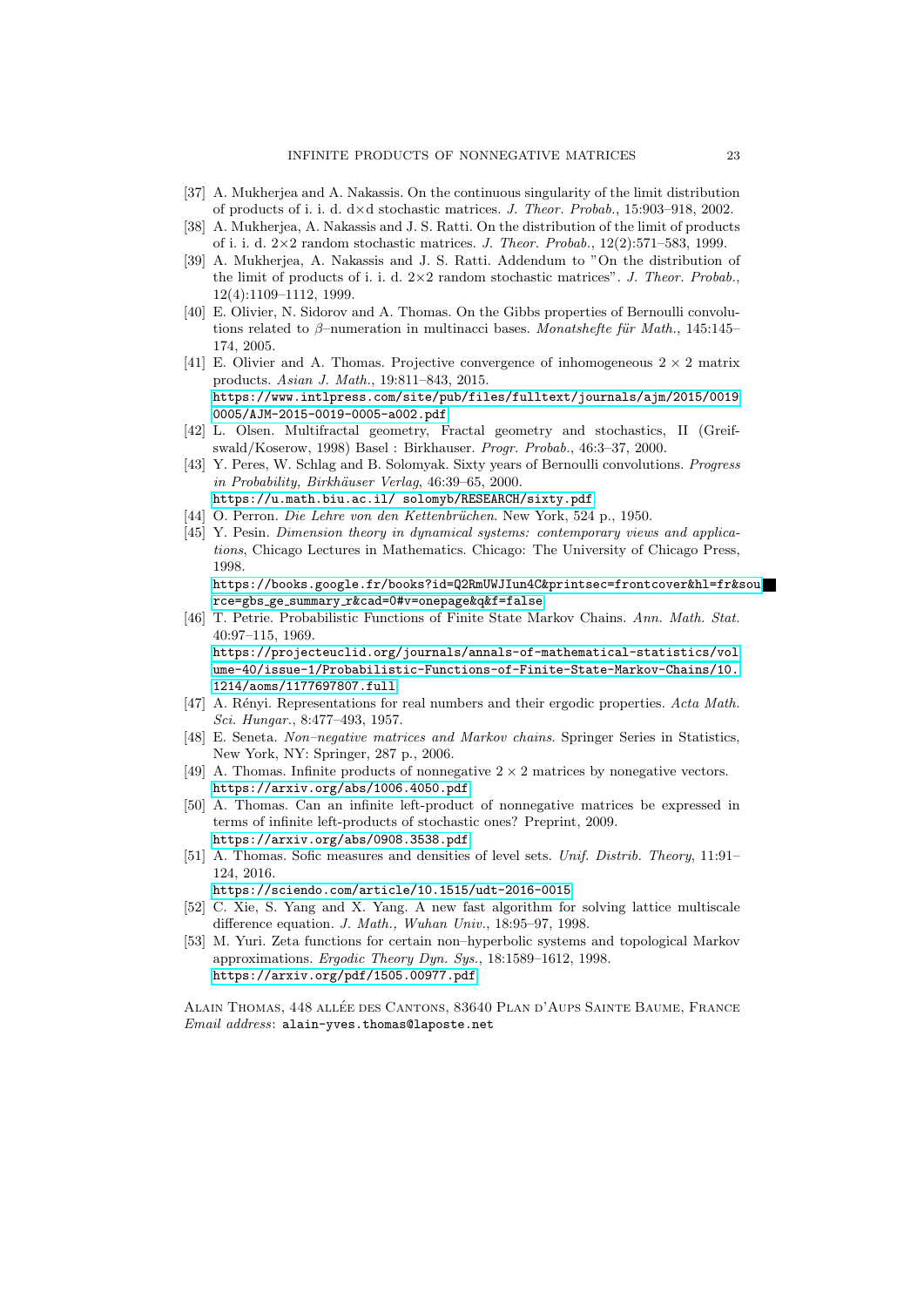[37] A. Mukherjea and A. Nakassis. On the continuous singularity of the limit distribution of products of i. i. d. d×d stochastic matrices. *J. Theor. Probab.*, 15:903–918, 2002.

[38] A. Mukherjea, A. Nakassis and J. S. Ratti. On the distribution of the limit of products of i. i. d. 2×2 random stochastic matrices. *J. Theor. Probab.*, 12(2):571–583, 1999.

[39] A. Mukherjea, A. Nakassis and J. S. Ratti. Addendum to "On the distribution of the limit of products of i. i. d. 2×2 random stochastic matrices". *J. Theor. Probab.*, 12(4):1109–1112, 1999.

[40] E. Olivier, N. Sidorov and A. Thomas. On the Gibbs properties of Bernoulli convolutions related to $\beta$–numeration in multinacci bases. *Monatshefte für Math.*, 145:145–174, 2005.

[41] E. Olivier and A. Thomas. Projective convergence of inhomogeneous $2 \times 2$ matrix products. *Asian J. Math.*, 19:811–843, 2015.
https://www.intlpress.com/site/pub/files/fulltext/journals/ajm/2015/0019/0005/AJM-2015-0019-0005-a002.pdf

[42] L. Olsen. Multifractal geometry, Fractal geometry and stochastics, II (Greifswald/Koserow, 1998) Basel : Birkhauser. *Progr. Probab.*, 46:3–37, 2000.

[43] Y. Peres, W. Schlag and B. Solomyak. Sixty years of Bernoulli convolutions. *Progress in Probability, Birkhäuser Verlag*, 46:39–65, 2000.
https://u.math.biu.ac.il/ solomyb/RESEARCH/sixty.pdf

[44] O. Perron. *Die Lehre von den Kettenbrüchen*. New York, 524 p., 1950.

[45] Y. Pesin. *Dimension theory in dynamical systems: contemporary views and applications*, Chicago Lectures in Mathematics. Chicago: The University of Chicago Press, 1998.
https://books.google.fr/books?id=Q2RmUWJIun4C&printsec=frontcover&hl=fr&source=gbs_ge_summary_r&cad=0#v=onepage&q&f=false

[46] T. Petrie. Probabilistic Functions of Finite State Markov Chains. *Ann. Math. Stat.* 40:97–115, 1969.
https://projecteuclid.org/journals/annals-of-mathematical-statistics/volume-40/issue-1/Probabilistic-Functions-of-Finite-State-Markov-Chains/10.1214/aoms/1177697807.full

[47] A. Rényi. Representations for real numbers and their ergodic properties. *Acta Math. Sci. Hungar.*, 8:477–493, 1957.

[48] E. Seneta. *Non–negative matrices and Markov chains*. Springer Series in Statistics, New York, NY: Springer, 287 p., 2006.

[49] A. Thomas. Infinite products of nonnegative $2 \times 2$ matrices by nonegative vectors.
https://arxiv.org/abs/1006.4050.pdf

[50] A. Thomas. Can an infinite left-product of nonnegative matrices be expressed in terms of infinite left-products of stochastic ones? Preprint, 2009.
https://arxiv.org/abs/0908.3538.pdf

[51] A. Thomas. Sofic measures and densities of level sets. *Unif. Distrib. Theory*, 11:91–124, 2016.
https://sciendo.com/article/10.1515/udt-2016-0015

[52] C. Xie, S. Yang and X. Yang. A new fast algorithm for solving lattice multiscale difference equation. *J. Math., Wuhan Univ.*, 18:95–97, 1998.

[53] M. Yuri. Zeta functions for certain non–hyperbolic systems and topological Markov approximations. *Ergodic Theory Dyn. Sys.*, 18:1589–1612, 1998.
https://arxiv.org/pdf/1505.00977.pdf

Alain Thomas, 448 allée des Cantons, 83640 Plan d'Aups Sainte Baume, France
*Email address*: alain-yves.thomas@laposte.net